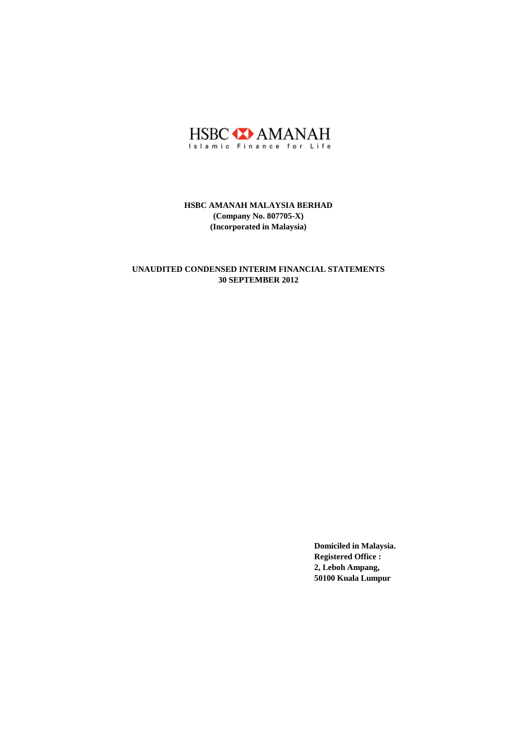HSBC AMANAH

Islamic Finance for Life

**HSBC AMANAH MALAYSIA BERHAD**
**(Company No. 807705-X)**
**(Incorporated in Malaysia)**

**UNAUDITED CONDENSED INTERIM FINANCIAL STATEMENTS**
**30 SEPTEMBER 2012**

**Domiciled in Malaysia.**
**Registered Office :**
**2, Leboh Ampang,**
**50100 Kuala Lumpur**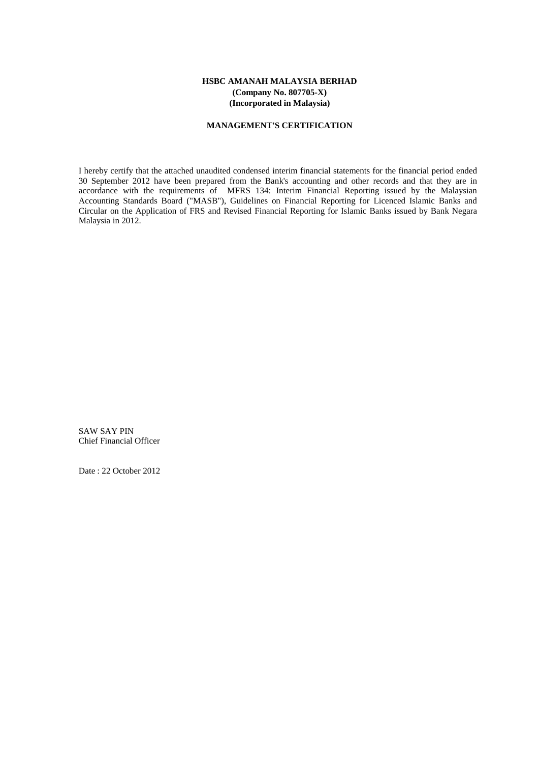**HSBC AMANAH MALAYSIA BERHAD**
**(Company No. 807705-X)**
**(Incorporated in Malaysia)**

**MANAGEMENT'S CERTIFICATION**

I hereby certify that the attached unaudited condensed interim financial statements for the financial period ended 30 September 2012 have been prepared from the Bank's accounting and other records and that they are in accordance with the requirements of MFRS 134: Interim Financial Reporting issued by the Malaysian Accounting Standards Board ("MASB"), Guidelines on Financial Reporting for Licenced Islamic Banks and Circular on the Application of FRS and Revised Financial Reporting for Islamic Banks issued by Bank Negara Malaysia in 2012.

SAW SAY PIN
Chief Financial Officer

Date : 22 October 2012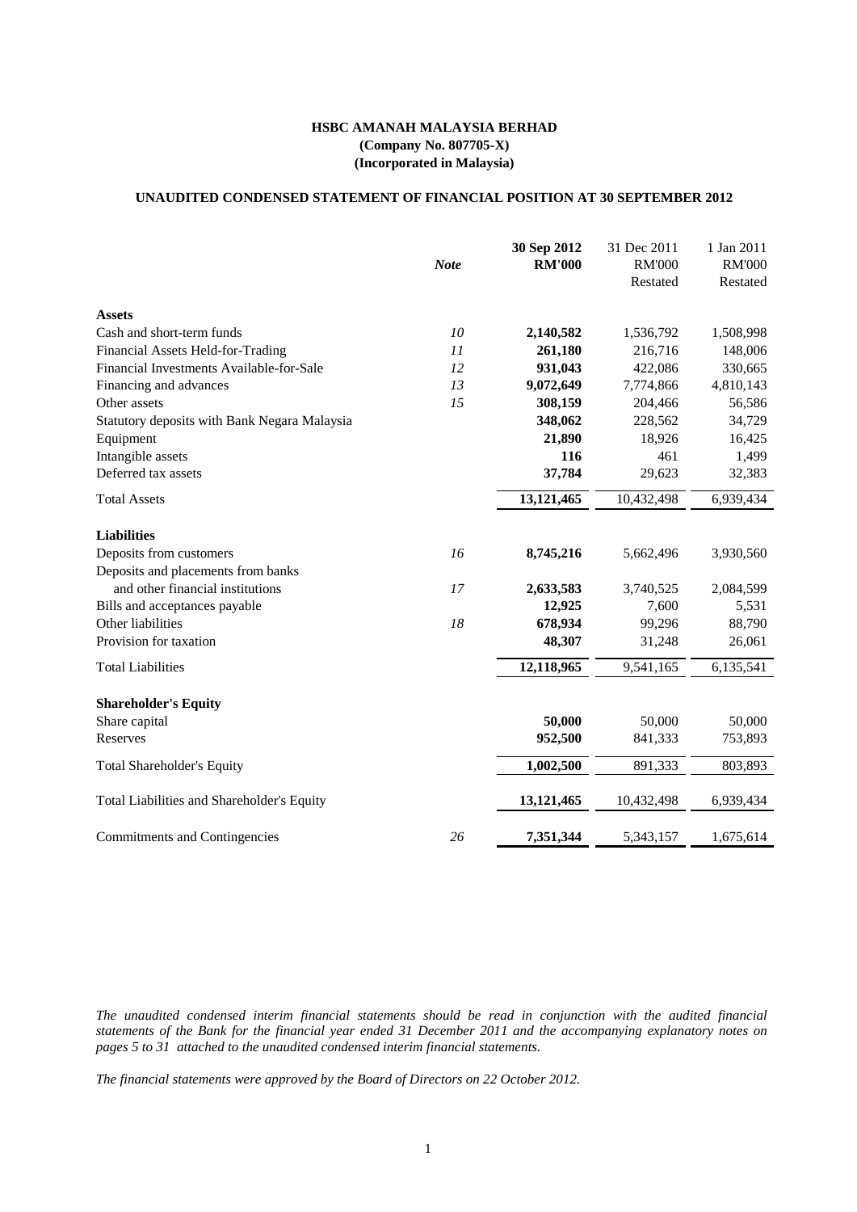**HSBC AMANAH MALAYSIA BERHAD**
**(Company No. 807705-X)**
**(Incorporated in Malaysia)**

**UNAUDITED CONDENSED STATEMENT OF FINANCIAL POSITION AT 30 SEPTEMBER 2012**

| | *Note* | **30 Sep 2012** | 31 Dec 2011 | 1 Jan 2011 |
|---|---|---|---|---|
| | | **RM'000** | RM'000 | RM'000 |
| | | | Restated | Restated |
| **Assets** | | | | |
| Cash and short-term funds | *10* | **2,140,582** | 1,536,792 | 1,508,998 |
| Financial Assets Held-for-Trading | *11* | **261,180** | 216,716 | 148,006 |
| Financial Investments Available-for-Sale | *12* | **931,043** | 422,086 | 330,665 |
| Financing and advances | *13* | **9,072,649** | 7,774,866 | 4,810,143 |
| Other assets | *15* | **308,159** | 204,466 | 56,586 |
| Statutory deposits with Bank Negara Malaysia | | **348,062** | 228,562 | 34,729 |
| Equipment | | **21,890** | 18,926 | 16,425 |
| Intangible assets | | **116** | 461 | 1,499 |
| Deferred tax assets | | **37,784** | 29,623 | 32,383 |
| Total Assets | | **13,121,465** | 10,432,498 | 6,939,434 |
| **Liabilities** | | | | |
| Deposits from customers | *16* | **8,745,216** | 5,662,496 | 3,930,560 |
| Deposits and placements from banks and other financial institutions | *17* | **2,633,583** | 3,740,525 | 2,084,599 |
| Bills and acceptances payable | | **12,925** | 7,600 | 5,531 |
| Other liabilities | *18* | **678,934** | 99,296 | 88,790 |
| Provision for taxation | | **48,307** | 31,248 | 26,061 |
| Total Liabilities | | **12,118,965** | 9,541,165 | 6,135,541 |
| **Shareholder's Equity** | | | | |
| Share capital | | **50,000** | 50,000 | 50,000 |
| Reserves | | **952,500** | 841,333 | 753,893 |
| Total Shareholder's Equity | | **1,002,500** | 891,333 | 803,893 |
| Total Liabilities and Shareholder's Equity | | **13,121,465** | 10,432,498 | 6,939,434 |
| Commitments and Contingencies | *26* | **7,351,344** | 5,343,157 | 1,675,614 |

*The unaudited condensed interim financial statements should be read in conjunction with the audited financial statements of the Bank for the financial year ended 31 December 2011 and the accompanying explanatory notes on pages 5 to 31 attached to the unaudited condensed interim financial statements.*

*The financial statements were approved by the Board of Directors on 22 October 2012.*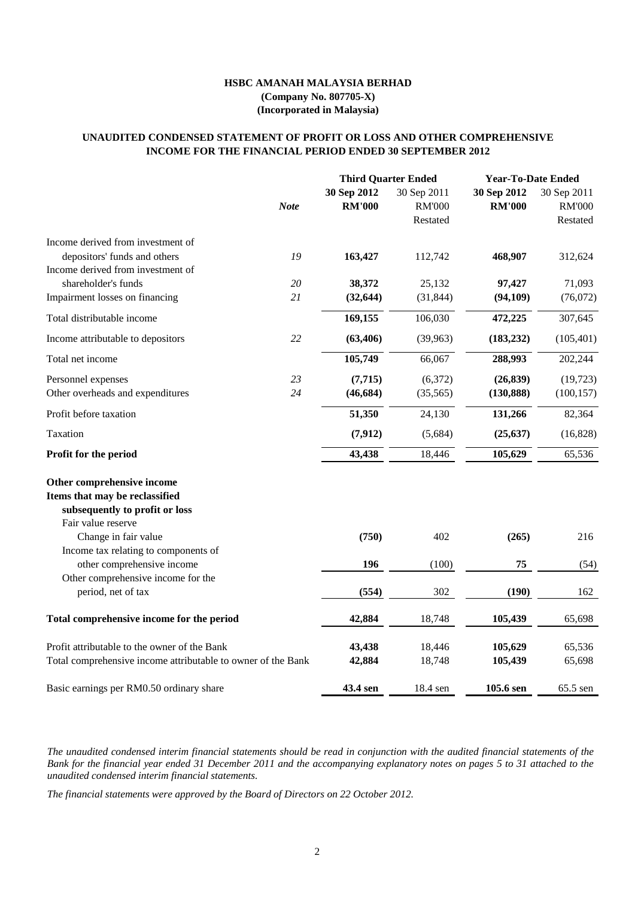**HSBC AMANAH MALAYSIA BERHAD**
**(Company No. 807705-X)**
**(Incorporated in Malaysia)**

## UNAUDITED CONDENSED STATEMENT OF PROFIT OR LOSS AND OTHER COMPREHENSIVE INCOME FOR THE FINANCIAL PERIOD ENDED 30 SEPTEMBER 2012

| | | Third Quarter Ended | | Year-To-Date Ended | |
|---|---|---|---|---|---|
| | *Note* | **30 Sep 2012** | 30 Sep 2011 | **30 Sep 2012** | 30 Sep 2011 |
| | | **RM'000** | RM'000 | **RM'000** | RM'000 |
| | | | Restated | | Restated |
| Income derived from investment of depositors' funds and others | *19* | **163,427** | 112,742 | **468,907** | 312,624 |
| Income derived from investment of shareholder's funds | *20* | **38,372** | 25,132 | **97,427** | 71,093 |
| Impairment losses on financing | *21* | **(32,644)** | (31,844) | **(94,109)** | (76,072) |
| Total distributable income | | **169,155** | 106,030 | **472,225** | 307,645 |
| Income attributable to depositors | *22* | **(63,406)** | (39,963) | **(183,232)** | (105,401) |
| Total net income | | **105,749** | 66,067 | **288,993** | 202,244 |
| Personnel expenses | *23* | **(7,715)** | (6,372) | **(26,839)** | (19,723) |
| Other overheads and expenditures | *24* | **(46,684)** | (35,565) | **(130,888)** | (100,157) |
| Profit before taxation | | **51,350** | 24,130 | **131,266** | 82,364 |
| Taxation | | **(7,912)** | (5,684) | **(25,637)** | (16,828) |
| **Profit for the period** | | **43,438** | 18,446 | **105,629** | 65,536 |
| **Other comprehensive income** | | | | | |
| **Items that may be reclassified subsequently to profit or loss** | | | | | |
| Fair value reserve | | | | | |
| Change in fair value | | **(750)** | 402 | **(265)** | 216 |
| Income tax relating to components of other comprehensive income | | **196** | (100) | **75** | (54) |
| Other comprehensive income for the period, net of tax | | **(554)** | 302 | **(190)** | 162 |
| **Total comprehensive income for the period** | | **42,884** | 18,748 | **105,439** | 65,698 |
| Profit attributable to the owner of the Bank | | **43,438** | 18,446 | **105,629** | 65,536 |
| Total comprehensive income attributable to owner of the Bank | | **42,884** | 18,748 | **105,439** | 65,698 |
| Basic earnings per RM0.50 ordinary share | | **43.4 sen** | 18.4 sen | **105.6 sen** | 65.5 sen |

*The unaudited condensed interim financial statements should be read in conjunction with the audited financial statements of the Bank for the financial year ended 31 December 2011 and the accompanying explanatory notes on pages 5 to 31 attached to the unaudited condensed interim financial statements.*

*The financial statements were approved by the Board of Directors on 22 October 2012.*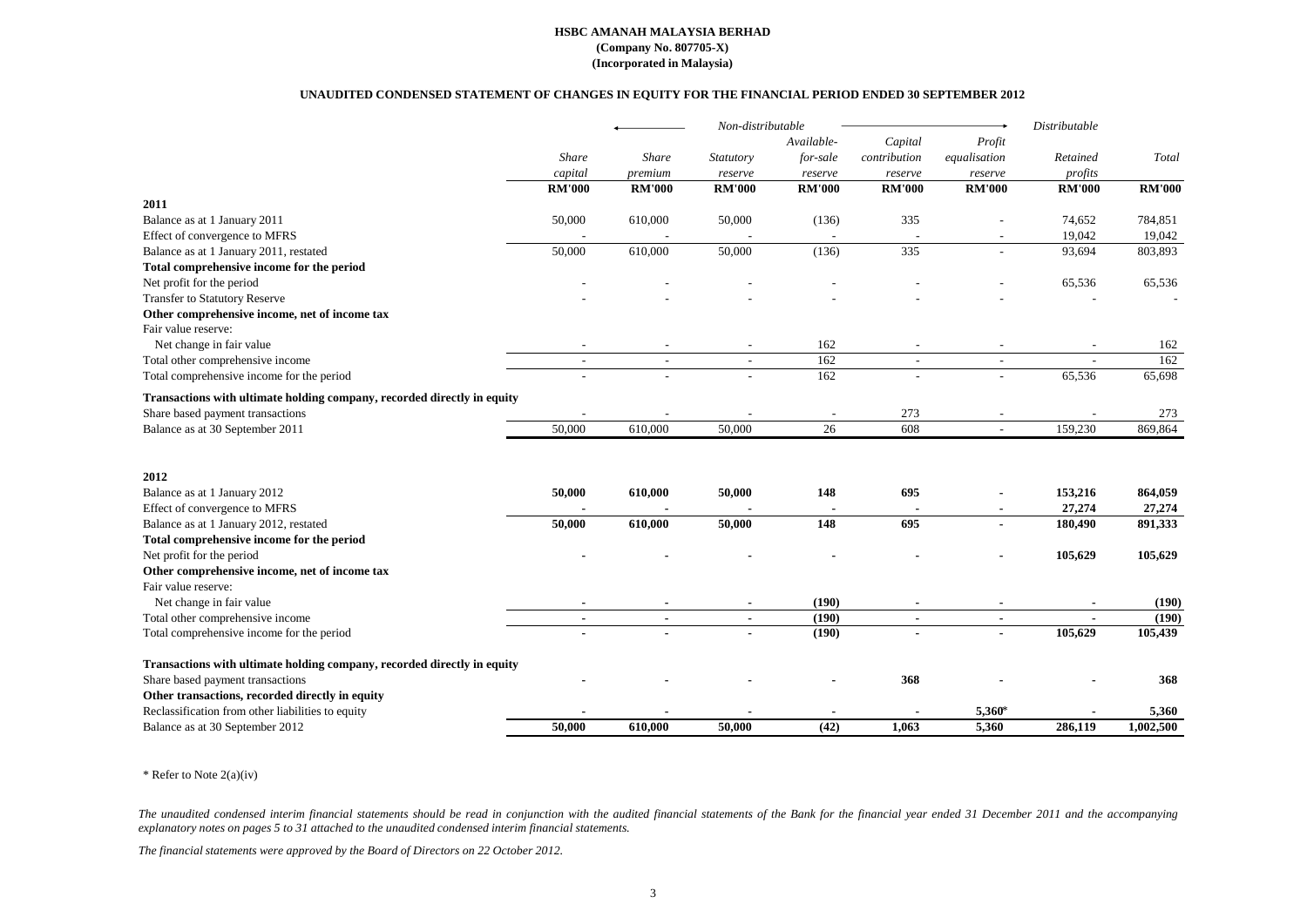**HSBC AMANAH MALAYSIA BERHAD**
**(Company No. 807705-X)**
**(Incorporated in Malaysia)**

**UNAUDITED CONDENSED STATEMENT OF CHANGES IN EQUITY FOR THE FINANCIAL PERIOD ENDED 30 SEPTEMBER 2012**

| | | ← Non-distributable | | | | → | Distributable | |
|---|---|---|---|---|---|---|---|---|
| | *Share capital* | *Share premium* | *Statutory reserve* | *Available-for-sale reserve* | *Capital contribution reserve* | *Profit equalisation reserve* | *Retained profits* | *Total* |
| | **RM'000** | **RM'000** | **RM'000** | **RM'000** | **RM'000** | **RM'000** | **RM'000** | **RM'000** |
| **2011** | | | | | | | | |
| Balance as at 1 January 2011 | 50,000 | 610,000 | 50,000 | (136) | 335 | - | 74,652 | 784,851 |
| Effect of convergence to MFRS | - | - | - | - | - | - | 19,042 | 19,042 |
| Balance as at 1 January 2011, restated | 50,000 | 610,000 | 50,000 | (136) | 335 | - | 93,694 | 803,893 |
| **Total comprehensive income for the period** | | | | | | | | |
| Net profit for the period | - | - | - | - | - | - | 65,536 | 65,536 |
| Transfer to Statutory Reserve | - | - | - | - | - | - | - | - |
| **Other comprehensive income, net of income tax** | | | | | | | | |
| Fair value reserve: | | | | | | | | |
| Net change in fair value | - | - | - | 162 | - | - | - | 162 |
| Total other comprehensive income | - | - | - | 162 | - | - | - | 162 |
| Total comprehensive income for the period | - | - | - | 162 | - | - | 65,536 | 65,698 |
| **Transactions with ultimate holding company, recorded directly in equity** | | | | | | | | |
| Share based payment transactions | - | - | - | - | 273 | - | - | 273 |
| Balance as at 30 September 2011 | 50,000 | 610,000 | 50,000 | 26 | 608 | - | 159,230 | 869,864 |
| **2012** | | | | | | | | |
| Balance as at 1 January 2012 | **50,000** | **610,000** | **50,000** | **148** | **695** | **-** | **153,216** | **864,059** |
| Effect of convergence to MFRS | **-** | **-** | **-** | **-** | **-** | **-** | **27,274** | **27,274** |
| Balance as at 1 January 2012, restated | **50,000** | **610,000** | **50,000** | **148** | **695** | **-** | **180,490** | **891,333** |
| **Total comprehensive income for the period** | | | | | | | | |
| Net profit for the period | **-** | **-** | **-** | **-** | **-** | **-** | **105,629** | **105,629** |
| **Other comprehensive income, net of income tax** | | | | | | | | |
| Fair value reserve: | | | | | | | | |
| Net change in fair value | **-** | **-** | **-** | **(190)** | **-** | **-** | **-** | **(190)** |
| Total other comprehensive income | **-** | **-** | **-** | **(190)** | **-** | **-** | **-** | **(190)** |
| Total comprehensive income for the period | **-** | **-** | **-** | **(190)** | **-** | **-** | **105,629** | **105,439** |
| **Transactions with ultimate holding company, recorded directly in equity** | | | | | | | | |
| Share based payment transactions | **-** | **-** | **-** | **-** | **368** | **-** | **-** | **368** |
| **Other transactions, recorded directly in equity** | | | | | | | | |
| Reclassification from other liabilities to equity | **-** | **-** | **-** | **-** | **-** | **5,360*** | **-** | **5,360** |
| Balance as at 30 September 2012 | **50,000** | **610,000** | **50,000** | **(42)** | **1,063** | **5,360** | **286,119** | **1,002,500** |

\* Refer to Note 2(a)(iv)

*The unaudited condensed interim financial statements should be read in conjunction with the audited financial statements of the Bank for the financial year ended 31 December 2011 and the accompanying explanatory notes on pages 5 to 31 attached to the unaudited condensed interim financial statements.*

*The financial statements were approved by the Board of Directors on 22 October 2012.*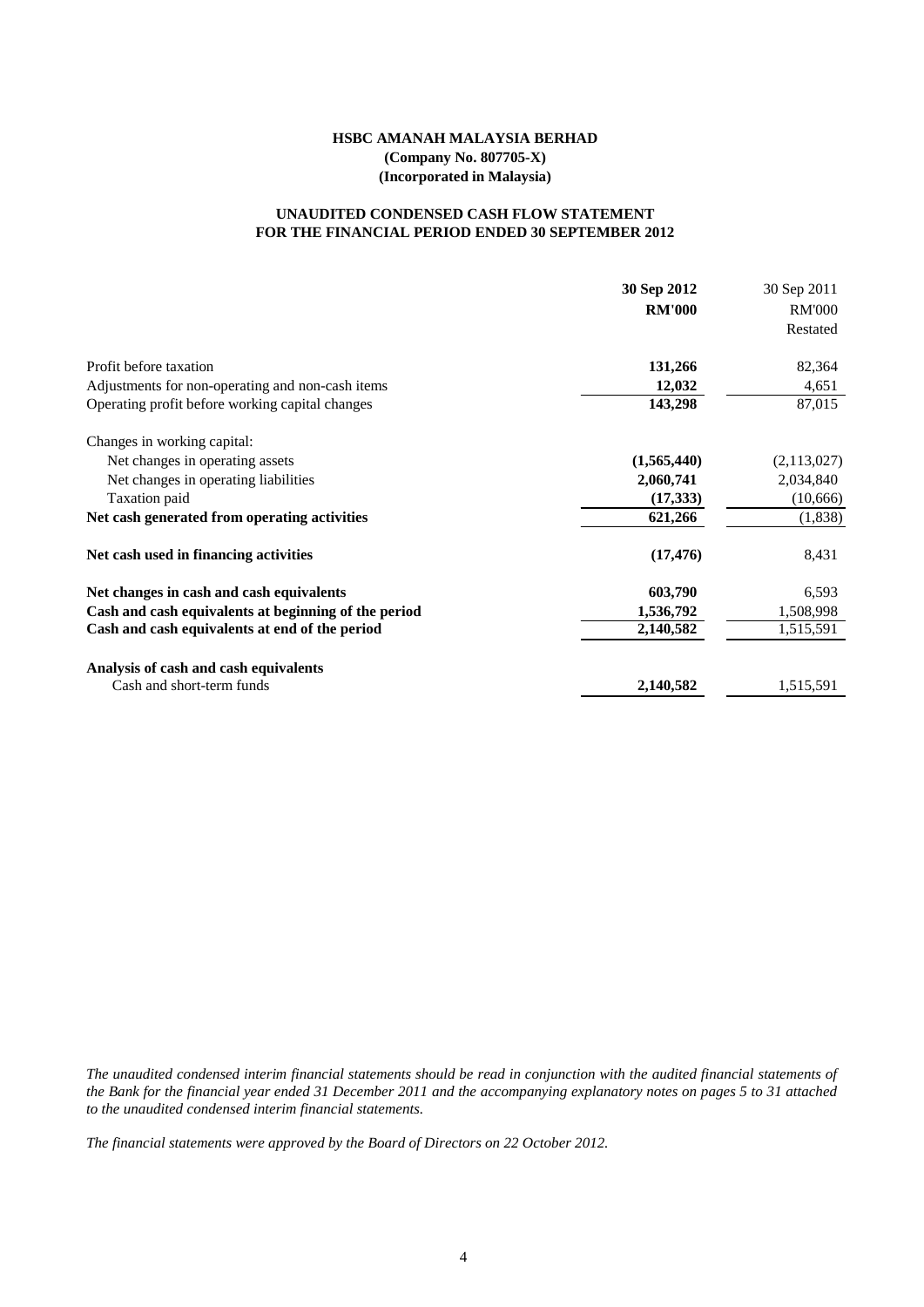**HSBC AMANAH MALAYSIA BERHAD**
**(Company No. 807705-X)**
**(Incorporated in Malaysia)**

**UNAUDITED CONDENSED CASH FLOW STATEMENT**
**FOR THE FINANCIAL PERIOD ENDED 30 SEPTEMBER 2012**

| | **30 Sep 2012** | 30 Sep 2011 |
|---|---|---|
| | **RM'000** | RM'000 |
| | | Restated |
| Profit before taxation | **131,266** | 82,364 |
| Adjustments for non-operating and non-cash items | **12,032** | 4,651 |
| Operating profit before working capital changes | **143,298** | 87,015 |
| Changes in working capital: | | |
| Net changes in operating assets | **(1,565,440)** | (2,113,027) |
| Net changes in operating liabilities | **2,060,741** | 2,034,840 |
| Taxation paid | **(17,333)** | (10,666) |
| **Net cash generated from operating activities** | **621,266** | (1,838) |
| **Net cash used in financing activities** | **(17,476)** | 8,431 |
| **Net changes in cash and cash equivalents** | **603,790** | 6,593 |
| **Cash and cash equivalents at beginning of the period** | **1,536,792** | 1,508,998 |
| **Cash and cash equivalents at end of the period** | **2,140,582** | 1,515,591 |
| **Analysis of cash and cash equivalents** | | |
| Cash and short-term funds | **2,140,582** | 1,515,591 |

*The unaudited condensed interim financial statements should be read in conjunction with the audited financial statements of the Bank for the financial year ended 31 December 2011 and the accompanying explanatory notes on pages 5 to 31 attached to the unaudited condensed interim financial statements.*

*The financial statements were approved by the Board of Directors on 22 October 2012.*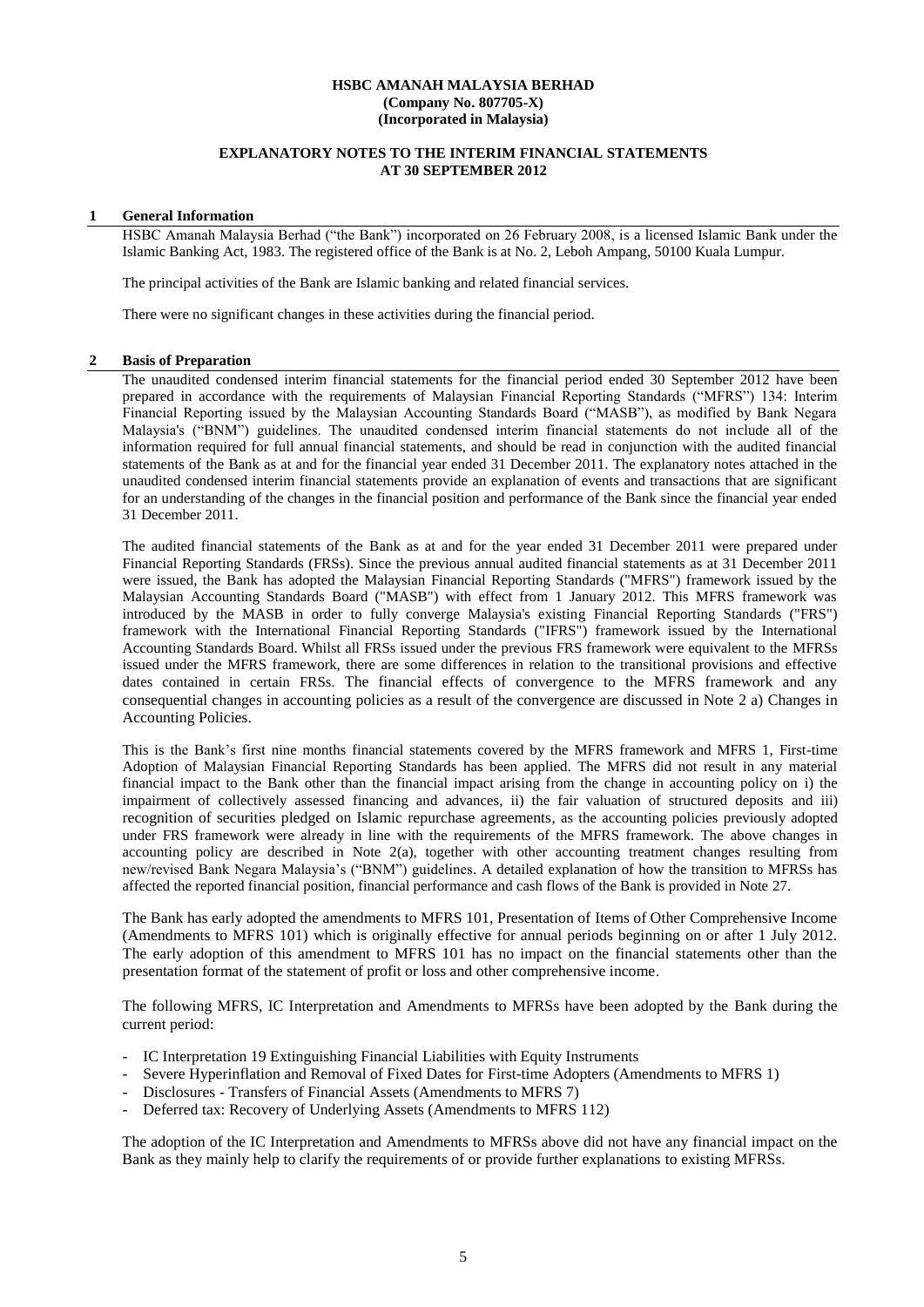**HSBC AMANAH MALAYSIA BERHAD**
**(Company No. 807705-X)**
**(Incorporated in Malaysia)**

**EXPLANATORY NOTES TO THE INTERIM FINANCIAL STATEMENTS**
**AT 30 SEPTEMBER 2012**

## 1 General Information

HSBC Amanah Malaysia Berhad ("the Bank") incorporated on 26 February 2008, is a licensed Islamic Bank under the Islamic Banking Act, 1983. The registered office of the Bank is at No. 2, Leboh Ampang, 50100 Kuala Lumpur.

The principal activities of the Bank are Islamic banking and related financial services.

There were no significant changes in these activities during the financial period.

## 2 Basis of Preparation

The unaudited condensed interim financial statements for the financial period ended 30 September 2012 have been prepared in accordance with the requirements of Malaysian Financial Reporting Standards ("MFRS") 134: Interim Financial Reporting issued by the Malaysian Accounting Standards Board ("MASB"), as modified by Bank Negara Malaysia's ("BNM") guidelines. The unaudited condensed interim financial statements do not include all of the information required for full annual financial statements, and should be read in conjunction with the audited financial statements of the Bank as at and for the financial year ended 31 December 2011. The explanatory notes attached in the unaudited condensed interim financial statements provide an explanation of events and transactions that are significant for an understanding of the changes in the financial position and performance of the Bank since the financial year ended 31 December 2011.

The audited financial statements of the Bank as at and for the year ended 31 December 2011 were prepared under Financial Reporting Standards (FRSs). Since the previous annual audited financial statements as at 31 December 2011 were issued, the Bank has adopted the Malaysian Financial Reporting Standards ("MFRS") framework issued by the Malaysian Accounting Standards Board ("MASB") with effect from 1 January 2012. This MFRS framework was introduced by the MASB in order to fully converge Malaysia's existing Financial Reporting Standards ("FRS") framework with the International Financial Reporting Standards ("IFRS") framework issued by the International Accounting Standards Board. Whilst all FRSs issued under the previous FRS framework were equivalent to the MFRSs issued under the MFRS framework, there are some differences in relation to the transitional provisions and effective dates contained in certain FRSs. The financial effects of convergence to the MFRS framework and any consequential changes in accounting policies as a result of the convergence are discussed in Note 2 a) Changes in Accounting Policies.

This is the Bank's first nine months financial statements covered by the MFRS framework and MFRS 1, First-time Adoption of Malaysian Financial Reporting Standards has been applied. The MFRS did not result in any material financial impact to the Bank other than the financial impact arising from the change in accounting policy on i) the impairment of collectively assessed financing and advances, ii) the fair valuation of structured deposits and iii) recognition of securities pledged on Islamic repurchase agreements, as the accounting policies previously adopted under FRS framework were already in line with the requirements of the MFRS framework. The above changes in accounting policy are described in Note 2(a), together with other accounting treatment changes resulting from new/revised Bank Negara Malaysia's ("BNM") guidelines. A detailed explanation of how the transition to MFRSs has affected the reported financial position, financial performance and cash flows of the Bank is provided in Note 27.

The Bank has early adopted the amendments to MFRS 101, Presentation of Items of Other Comprehensive Income (Amendments to MFRS 101) which is originally effective for annual periods beginning on or after 1 July 2012. The early adoption of this amendment to MFRS 101 has no impact on the financial statements other than the presentation format of the statement of profit or loss and other comprehensive income.

The following MFRS, IC Interpretation and Amendments to MFRSs have been adopted by the Bank during the current period:

- IC Interpretation 19 Extinguishing Financial Liabilities with Equity Instruments
- Severe Hyperinflation and Removal of Fixed Dates for First-time Adopters (Amendments to MFRS 1)
- Disclosures - Transfers of Financial Assets (Amendments to MFRS 7)
- Deferred tax: Recovery of Underlying Assets (Amendments to MFRS 112)

The adoption of the IC Interpretation and Amendments to MFRSs above did not have any financial impact on the Bank as they mainly help to clarify the requirements of or provide further explanations to existing MFRSs.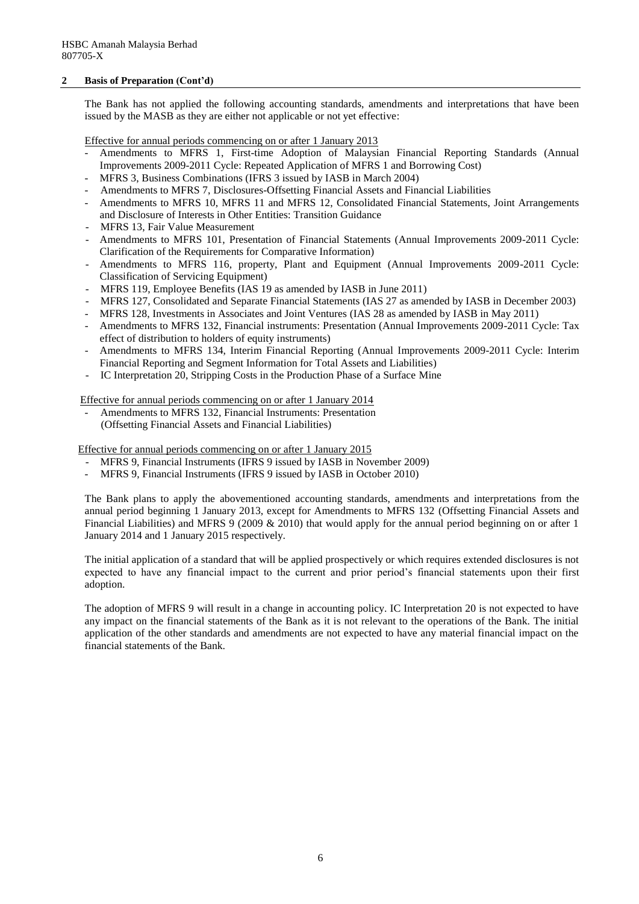HSBC Amanah Malaysia Berhad
807705-X

## 2 Basis of Preparation (Cont'd)

The Bank has not applied the following accounting standards, amendments and interpretations that have been issued by the MASB as they are either not applicable or not yet effective:

Effective for annual periods commencing on or after 1 January 2013

- Amendments to MFRS 1, First-time Adoption of Malaysian Financial Reporting Standards (Annual Improvements 2009-2011 Cycle: Repeated Application of MFRS 1 and Borrowing Cost)
- MFRS 3, Business Combinations (IFRS 3 issued by IASB in March 2004)
- Amendments to MFRS 7, Disclosures-Offsetting Financial Assets and Financial Liabilities
- Amendments to MFRS 10, MFRS 11 and MFRS 12, Consolidated Financial Statements, Joint Arrangements and Disclosure of Interests in Other Entities: Transition Guidance
- MFRS 13, Fair Value Measurement
- Amendments to MFRS 101, Presentation of Financial Statements (Annual Improvements 2009-2011 Cycle: Clarification of the Requirements for Comparative Information)
- Amendments to MFRS 116, property, Plant and Equipment (Annual Improvements 2009-2011 Cycle: Classification of Servicing Equipment)
- MFRS 119, Employee Benefits (IAS 19 as amended by IASB in June 2011)
- MFRS 127, Consolidated and Separate Financial Statements (IAS 27 as amended by IASB in December 2003)
- MFRS 128, Investments in Associates and Joint Ventures (IAS 28 as amended by IASB in May 2011)
- Amendments to MFRS 132, Financial instruments: Presentation (Annual Improvements 2009-2011 Cycle: Tax effect of distribution to holders of equity instruments)
- Amendments to MFRS 134, Interim Financial Reporting (Annual Improvements 2009-2011 Cycle: Interim Financial Reporting and Segment Information for Total Assets and Liabilities)
- IC Interpretation 20, Stripping Costs in the Production Phase of a Surface Mine

Effective for annual periods commencing on or after 1 January 2014

- Amendments to MFRS 132, Financial Instruments: Presentation (Offsetting Financial Assets and Financial Liabilities)

Effective for annual periods commencing on or after 1 January 2015

- MFRS 9, Financial Instruments (IFRS 9 issued by IASB in November 2009)
- MFRS 9, Financial Instruments (IFRS 9 issued by IASB in October 2010)

The Bank plans to apply the abovementioned accounting standards, amendments and interpretations from the annual period beginning 1 January 2013, except for Amendments to MFRS 132 (Offsetting Financial Assets and Financial Liabilities) and MFRS 9 (2009 & 2010) that would apply for the annual period beginning on or after 1 January 2014 and 1 January 2015 respectively.

The initial application of a standard that will be applied prospectively or which requires extended disclosures is not expected to have any financial impact to the current and prior period's financial statements upon their first adoption.

The adoption of MFRS 9 will result in a change in accounting policy. IC Interpretation 20 is not expected to have any impact on the financial statements of the Bank as it is not relevant to the operations of the Bank. The initial application of the other standards and amendments are not expected to have any material financial impact on the financial statements of the Bank.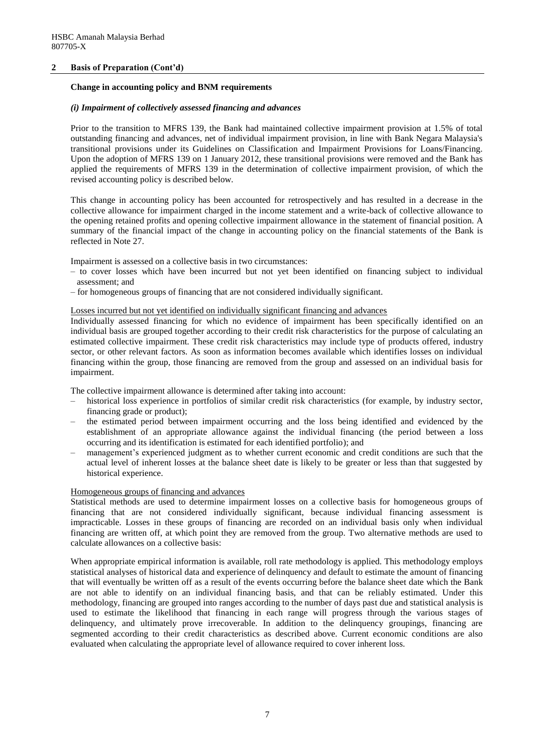## 2 Basis of Preparation (Cont'd)

### Change in accounting policy and BNM requirements

#### *(i) Impairment of collectively assessed financing and advances*

Prior to the transition to MFRS 139, the Bank had maintained collective impairment provision at 1.5% of total outstanding financing and advances, net of individual impairment provision, in line with Bank Negara Malaysia's transitional provisions under its Guidelines on Classification and Impairment Provisions for Loans/Financing. Upon the adoption of MFRS 139 on 1 January 2012, these transitional provisions were removed and the Bank has applied the requirements of MFRS 139 in the determination of collective impairment provision, of which the revised accounting policy is described below.

This change in accounting policy has been accounted for retrospectively and has resulted in a decrease in the collective allowance for impairment charged in the income statement and a write-back of collective allowance to the opening retained profits and opening collective impairment allowance in the statement of financial position. A summary of the financial impact of the change in accounting policy on the financial statements of the Bank is reflected in Note 27.

Impairment is assessed on a collective basis in two circumstances:

- to cover losses which have been incurred but not yet been identified on financing subject to individual assessment; and
- for homogeneous groups of financing that are not considered individually significant.

<u>Losses incurred but not yet identified on individually significant financing and advances</u>

Individually assessed financing for which no evidence of impairment has been specifically identified on an individual basis are grouped together according to their credit risk characteristics for the purpose of calculating an estimated collective impairment. These credit risk characteristics may include type of products offered, industry sector, or other relevant factors. As soon as information becomes available which identifies losses on individual financing within the group, those financing are removed from the group and assessed on an individual basis for impairment.

The collective impairment allowance is determined after taking into account:

- historical loss experience in portfolios of similar credit risk characteristics (for example, by industry sector, financing grade or product);
- the estimated period between impairment occurring and the loss being identified and evidenced by the establishment of an appropriate allowance against the individual financing (the period between a loss occurring and its identification is estimated for each identified portfolio); and
- management's experienced judgment as to whether current economic and credit conditions are such that the actual level of inherent losses at the balance sheet date is likely to be greater or less than that suggested by historical experience.

<u>Homogeneous groups of financing and advances</u>

Statistical methods are used to determine impairment losses on a collective basis for homogeneous groups of financing that are not considered individually significant, because individual financing assessment is impracticable. Losses in these groups of financing are recorded on an individual basis only when individual financing are written off, at which point they are removed from the group. Two alternative methods are used to calculate allowances on a collective basis:

When appropriate empirical information is available, roll rate methodology is applied. This methodology employs statistical analyses of historical data and experience of delinquency and default to estimate the amount of financing that will eventually be written off as a result of the events occurring before the balance sheet date which the Bank are not able to identify on an individual financing basis, and that can be reliably estimated. Under this methodology, financing are grouped into ranges according to the number of days past due and statistical analysis is used to estimate the likelihood that financing in each range will progress through the various stages of delinquency, and ultimately prove irrecoverable. In addition to the delinquency groupings, financing are segmented according to their credit characteristics as described above. Current economic conditions are also evaluated when calculating the appropriate level of allowance required to cover inherent loss.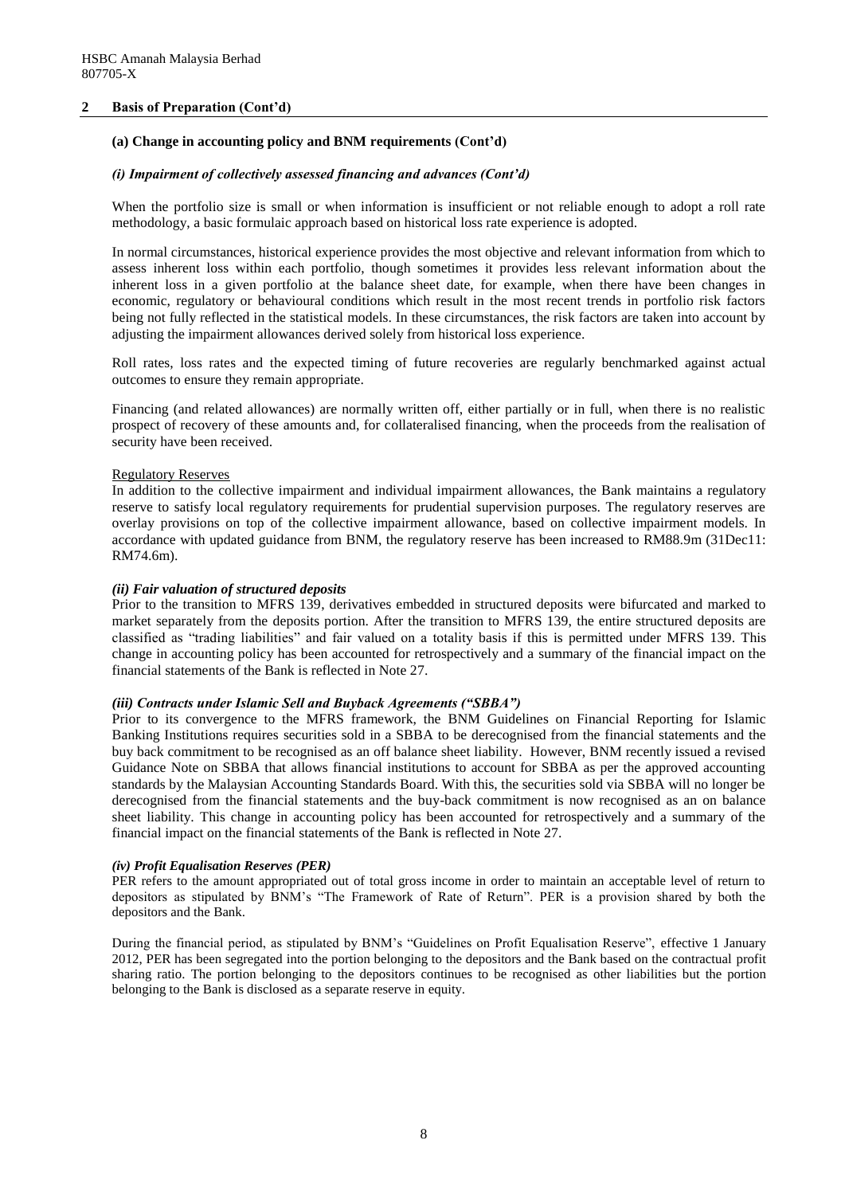## 2 Basis of Preparation (Cont'd)

### (a) Change in accounting policy and BNM requirements (Cont'd)

#### *(i) Impairment of collectively assessed financing and advances (Cont'd)*

When the portfolio size is small or when information is insufficient or not reliable enough to adopt a roll rate methodology, a basic formulaic approach based on historical loss rate experience is adopted.

In normal circumstances, historical experience provides the most objective and relevant information from which to assess inherent loss within each portfolio, though sometimes it provides less relevant information about the inherent loss in a given portfolio at the balance sheet date, for example, when there have been changes in economic, regulatory or behavioural conditions which result in the most recent trends in portfolio risk factors being not fully reflected in the statistical models. In these circumstances, the risk factors are taken into account by adjusting the impairment allowances derived solely from historical loss experience.

Roll rates, loss rates and the expected timing of future recoveries are regularly benchmarked against actual outcomes to ensure they remain appropriate.

Financing (and related allowances) are normally written off, either partially or in full, when there is no realistic prospect of recovery of these amounts and, for collateralised financing, when the proceeds from the realisation of security have been received.

Regulatory Reserves

In addition to the collective impairment and individual impairment allowances, the Bank maintains a regulatory reserve to satisfy local regulatory requirements for prudential supervision purposes. The regulatory reserves are overlay provisions on top of the collective impairment allowance, based on collective impairment models. In accordance with updated guidance from BNM, the regulatory reserve has been increased to RM88.9m (31Dec11: RM74.6m).

#### *(ii) Fair valuation of structured deposits*

Prior to the transition to MFRS 139, derivatives embedded in structured deposits were bifurcated and marked to market separately from the deposits portion. After the transition to MFRS 139, the entire structured deposits are classified as "trading liabilities" and fair valued on a totality basis if this is permitted under MFRS 139. This change in accounting policy has been accounted for retrospectively and a summary of the financial impact on the financial statements of the Bank is reflected in Note 27.

#### *(iii) Contracts under Islamic Sell and Buyback Agreements ("SBBA")*

Prior to its convergence to the MFRS framework, the BNM Guidelines on Financial Reporting for Islamic Banking Institutions requires securities sold in a SBBA to be derecognised from the financial statements and the buy back commitment to be recognised as an off balance sheet liability. However, BNM recently issued a revised Guidance Note on SBBA that allows financial institutions to account for SBBA as per the approved accounting standards by the Malaysian Accounting Standards Board. With this, the securities sold via SBBA will no longer be derecognised from the financial statements and the buy-back commitment is now recognised as an on balance sheet liability. This change in accounting policy has been accounted for retrospectively and a summary of the financial impact on the financial statements of the Bank is reflected in Note 27.

#### *(iv) Profit Equalisation Reserves (PER)*

PER refers to the amount appropriated out of total gross income in order to maintain an acceptable level of return to depositors as stipulated by BNM's "The Framework of Rate of Return". PER is a provision shared by both the depositors and the Bank.

During the financial period, as stipulated by BNM's "Guidelines on Profit Equalisation Reserve", effective 1 January 2012, PER has been segregated into the portion belonging to the depositors and the Bank based on the contractual profit sharing ratio. The portion belonging to the depositors continues to be recognised as other liabilities but the portion belonging to the Bank is disclosed as a separate reserve in equity.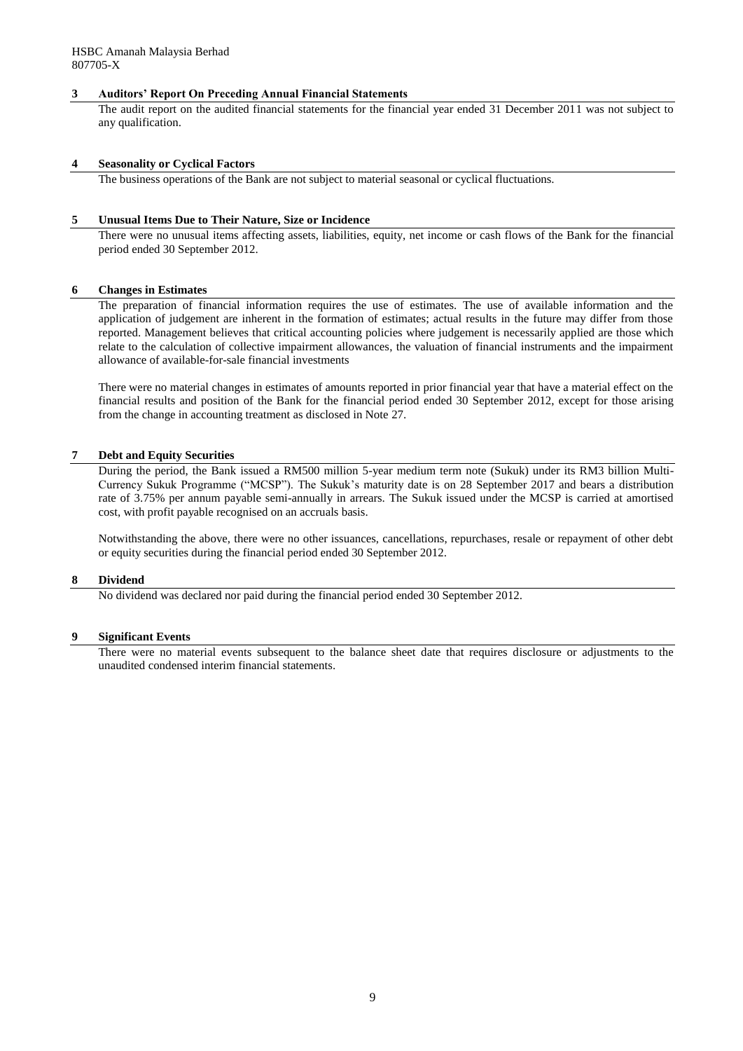## 3 Auditors' Report On Preceding Annual Financial Statements

The audit report on the audited financial statements for the financial year ended 31 December 2011 was not subject to any qualification.

## 4 Seasonality or Cyclical Factors

The business operations of the Bank are not subject to material seasonal or cyclical fluctuations.

## 5 Unusual Items Due to Their Nature, Size or Incidence

There were no unusual items affecting assets, liabilities, equity, net income or cash flows of the Bank for the financial period ended 30 September 2012.

## 6 Changes in Estimates

The preparation of financial information requires the use of estimates. The use of available information and the application of judgement are inherent in the formation of estimates; actual results in the future may differ from those reported. Management believes that critical accounting policies where judgement is necessarily applied are those which relate to the calculation of collective impairment allowances, the valuation of financial instruments and the impairment allowance of available-for-sale financial investments

There were no material changes in estimates of amounts reported in prior financial year that have a material effect on the financial results and position of the Bank for the financial period ended 30 September 2012, except for those arising from the change in accounting treatment as disclosed in Note 27.

## 7 Debt and Equity Securities

During the period, the Bank issued a RM500 million 5-year medium term note (Sukuk) under its RM3 billion Multi-Currency Sukuk Programme ("MCSP"). The Sukuk's maturity date is on 28 September 2017 and bears a distribution rate of 3.75% per annum payable semi-annually in arrears. The Sukuk issued under the MCSP is carried at amortised cost, with profit payable recognised on an accruals basis.

Notwithstanding the above, there were no other issuances, cancellations, repurchases, resale or repayment of other debt or equity securities during the financial period ended 30 September 2012.

## 8 Dividend

No dividend was declared nor paid during the financial period ended 30 September 2012.

## 9 Significant Events

There were no material events subsequent to the balance sheet date that requires disclosure or adjustments to the unaudited condensed interim financial statements.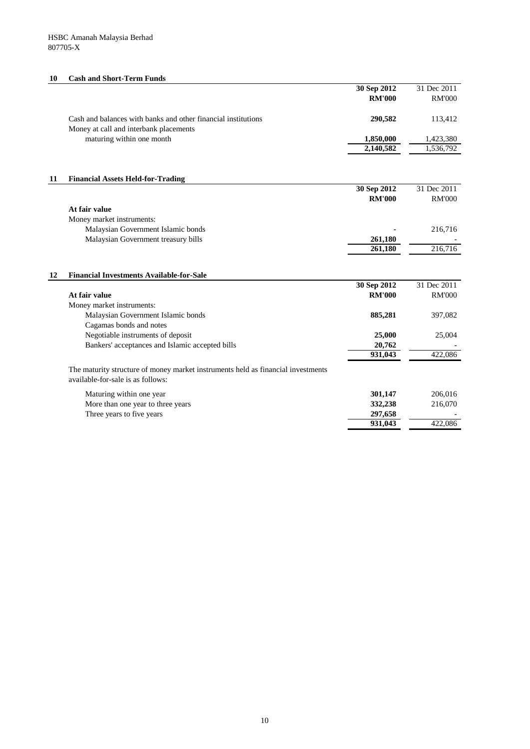HSBC Amanah Malaysia Berhad
807705-X

## 10 Cash and Short-Term Funds

| | **30 Sep 2012** | 31 Dec 2011 |
|---|---|---|
| | **RM'000** | RM'000 |
| Cash and balances with banks and other financial institutions | **290,582** | 113,412 |
| Money at call and interbank placements maturing within one month | **1,850,000** | 1,423,380 |
| | **2,140,582** | 1,536,792 |

## 11 Financial Assets Held-for-Trading

| | **30 Sep 2012** | 31 Dec 2011 |
|---|---|---|
| | **RM'000** | RM'000 |
| **At fair value** | | |
| Money market instruments: | | |
| Malaysian Government Islamic bonds | **-** | 216,716 |
| Malaysian Government treasury bills | **261,180** | - |
| | **261,180** | 216,716 |

## 12 Financial Investments Available-for-Sale

| | **30 Sep 2012** | 31 Dec 2011 |
|---|---|---|
| **At fair value** | **RM'000** | RM'000 |
| Money market instruments: | | |
| Malaysian Government Islamic bonds | **885,281** | 397,082 |
| Cagamas bonds and notes | | |
| Negotiable instruments of deposit | **25,000** | 25,004 |
| Bankers' acceptances and Islamic accepted bills | **20,762** | - |
| | **931,043** | 422,086 |

The maturity structure of money market instruments held as financial investments available-for-sale is as follows:

| | **30 Sep 2012** | 31 Dec 2011 |
|---|---|---|
| Maturing within one year | **301,147** | 206,016 |
| More than one year to three years | **332,238** | 216,070 |
| Three years to five years | **297,658** | - |
| | **931,043** | 422,086 |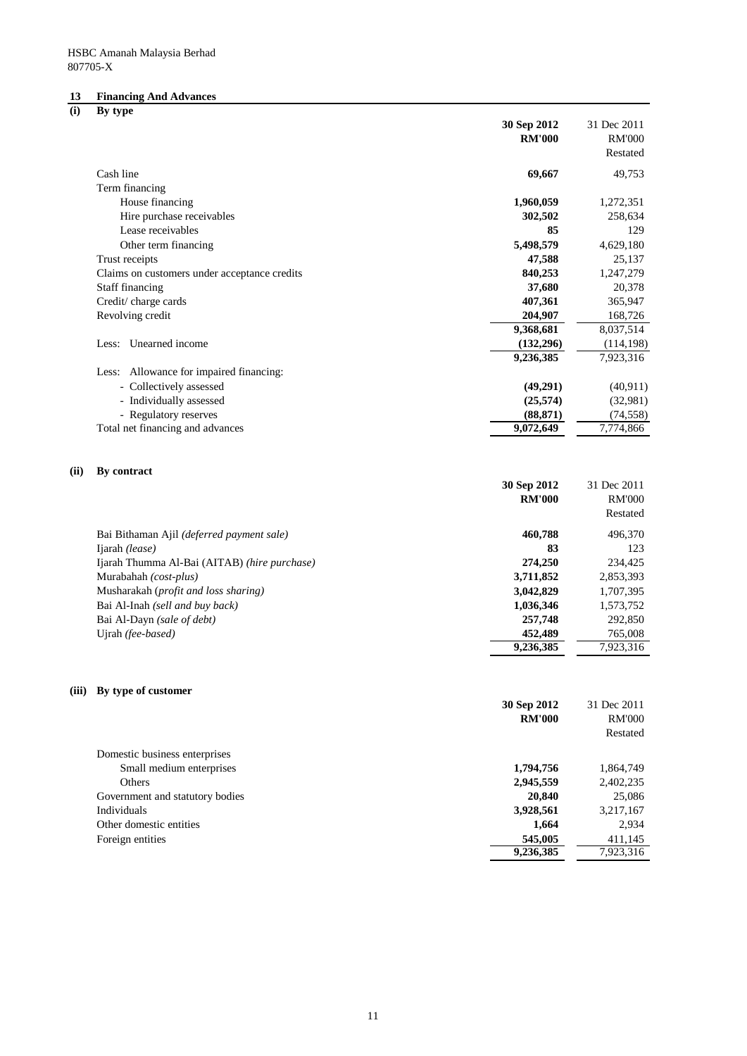HSBC Amanah Malaysia Berhad
807705-X

## 13 Financing And Advances

### (i) By type

| | **30 Sep 2012** | 31 Dec 2011 |
|---|---|---|
| | **RM'000** | RM'000 |
| | | Restated |
| Cash line | **69,667** | 49,753 |
| Term financing | | |
| House financing | **1,960,059** | 1,272,351 |
| Hire purchase receivables | **302,502** | 258,634 |
| Lease receivables | **85** | 129 |
| Other term financing | **5,498,579** | 4,629,180 |
| Trust receipts | **47,588** | 25,137 |
| Claims on customers under acceptance credits | **840,253** | 1,247,279 |
| Staff financing | **37,680** | 20,378 |
| Credit/ charge cards | **407,361** | 365,947 |
| Revolving credit | **204,907** | 168,726 |
| | **9,368,681** | 8,037,514 |
| Less: Unearned income | **(132,296)** | (114,198) |
| | **9,236,385** | 7,923,316 |
| Less: Allowance for impaired financing: | | |
| - Collectively assessed | **(49,291)** | (40,911) |
| - Individually assessed | **(25,574)** | (32,981) |
| - Regulatory reserves | **(88,871)** | (74,558) |
| Total net financing and advances | **9,072,649** | 7,774,866 |

### (ii) By contract

| | **30 Sep 2012** | 31 Dec 2011 |
|---|---|---|
| | **RM'000** | RM'000 |
| | | Restated |
| Bai Bithaman Ajil *(deferred payment sale)* | **460,788** | 496,370 |
| Ijarah *(lease)* | **83** | 123 |
| Ijarah Thumma Al-Bai (AITAB) *(hire purchase)* | **274,250** | 234,425 |
| Murabahah *(cost-plus)* | **3,711,852** | 2,853,393 |
| Musharakah (*profit and loss sharing)* | **3,042,829** | 1,707,395 |
| Bai Al-Inah *(sell and buy back)* | **1,036,346** | 1,573,752 |
| Bai Al-Dayn *(sale of debt)* | **257,748** | 292,850 |
| Ujrah *(fee-based)* | **452,489** | 765,008 |
| | **9,236,385** | 7,923,316 |

### (iii) By type of customer

| | **30 Sep 2012** | 31 Dec 2011 |
|---|---|---|
| | **RM'000** | RM'000 |
| | | Restated |
| Domestic business enterprises | | |
| Small medium enterprises | **1,794,756** | 1,864,749 |
| Others | **2,945,559** | 2,402,235 |
| Government and statutory bodies | **20,840** | 25,086 |
| Individuals | **3,928,561** | 3,217,167 |
| Other domestic entities | **1,664** | 2,934 |
| Foreign entities | **545,005** | 411,145 |
| | **9,236,385** | 7,923,316 |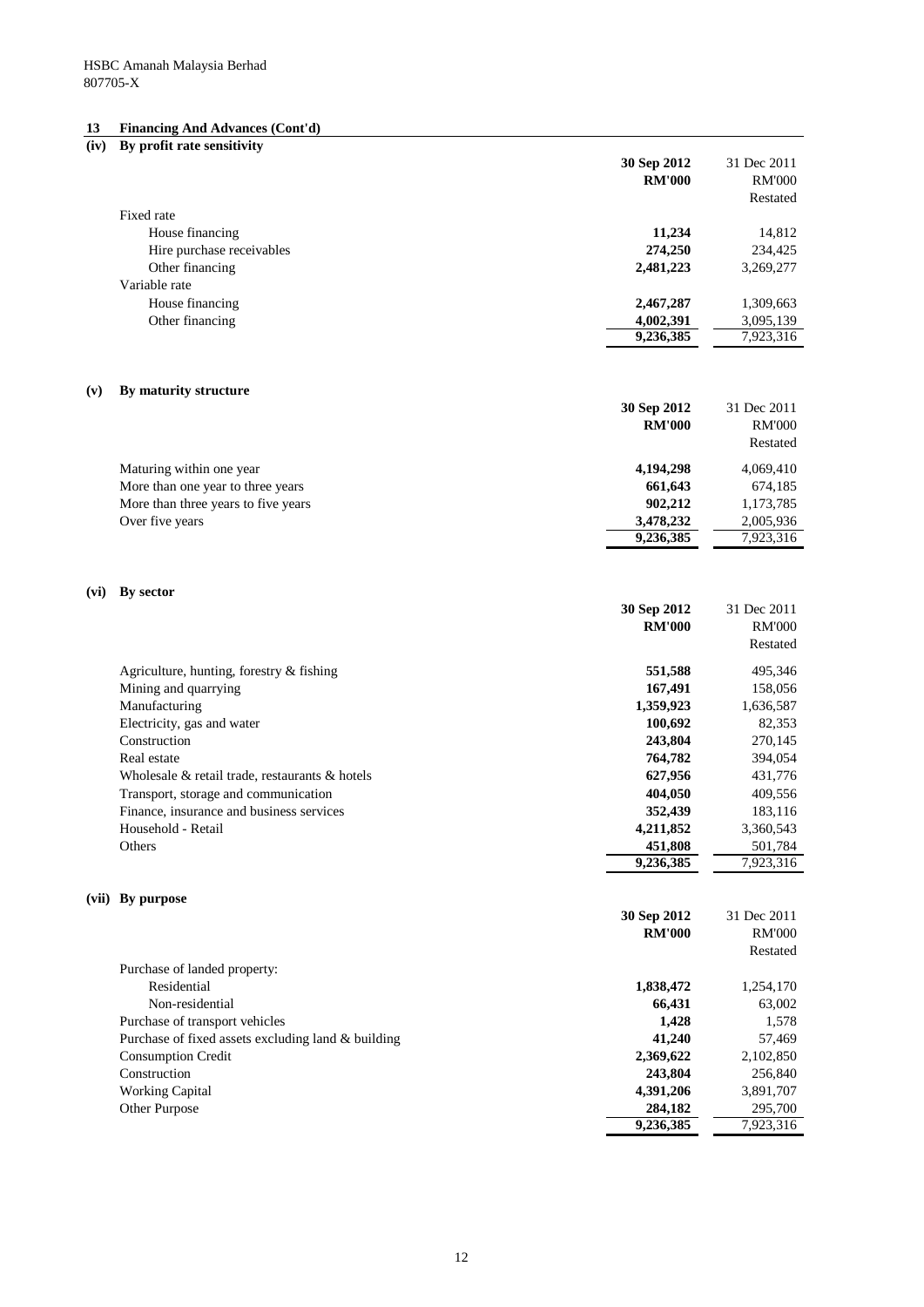HSBC Amanah Malaysia Berhad
807705-X

## 13 Financing And Advances (Cont'd)

### (iv) By profit rate sensitivity

| | 30 Sep 2012 RM'000 | 31 Dec 2011 RM'000 Restated |
|---|---|---|
| Fixed rate | | |
| House financing | **11,234** | 14,812 |
| Hire purchase receivables | **274,250** | 234,425 |
| Other financing | **2,481,223** | 3,269,277 |
| Variable rate | | |
| House financing | **2,467,287** | 1,309,663 |
| Other financing | **4,002,391** | 3,095,139 |
| | **9,236,385** | 7,923,316 |

### (v) By maturity structure

| | 30 Sep 2012 RM'000 | 31 Dec 2011 RM'000 Restated |
|---|---|---|
| Maturing within one year | **4,194,298** | 4,069,410 |
| More than one year to three years | **661,643** | 674,185 |
| More than three years to five years | **902,212** | 1,173,785 |
| Over five years | **3,478,232** | 2,005,936 |
| | **9,236,385** | 7,923,316 |

### (vi) By sector

| | 30 Sep 2012 RM'000 | 31 Dec 2011 RM'000 Restated |
|---|---|---|
| Agriculture, hunting, forestry & fishing | **551,588** | 495,346 |
| Mining and quarrying | **167,491** | 158,056 |
| Manufacturing | **1,359,923** | 1,636,587 |
| Electricity, gas and water | **100,692** | 82,353 |
| Construction | **243,804** | 270,145 |
| Real estate | **764,782** | 394,054 |
| Wholesale & retail trade, restaurants & hotels | **627,956** | 431,776 |
| Transport, storage and communication | **404,050** | 409,556 |
| Finance, insurance and business services | **352,439** | 183,116 |
| Household - Retail | **4,211,852** | 3,360,543 |
| Others | **451,808** | 501,784 |
| | **9,236,385** | 7,923,316 |

### (vii) By purpose

| | 30 Sep 2012 RM'000 | 31 Dec 2011 RM'000 Restated |
|---|---|---|
| Purchase of landed property: | | |
| Residential | **1,838,472** | 1,254,170 |
| Non-residential | **66,431** | 63,002 |
| Purchase of transport vehicles | **1,428** | 1,578 |
| Purchase of fixed assets excluding land & building | **41,240** | 57,469 |
| Consumption Credit | **2,369,622** | 2,102,850 |
| Construction | **243,804** | 256,840 |
| Working Capital | **4,391,206** | 3,891,707 |
| Other Purpose | **284,182** | 295,700 |
| | **9,236,385** | 7,923,316 |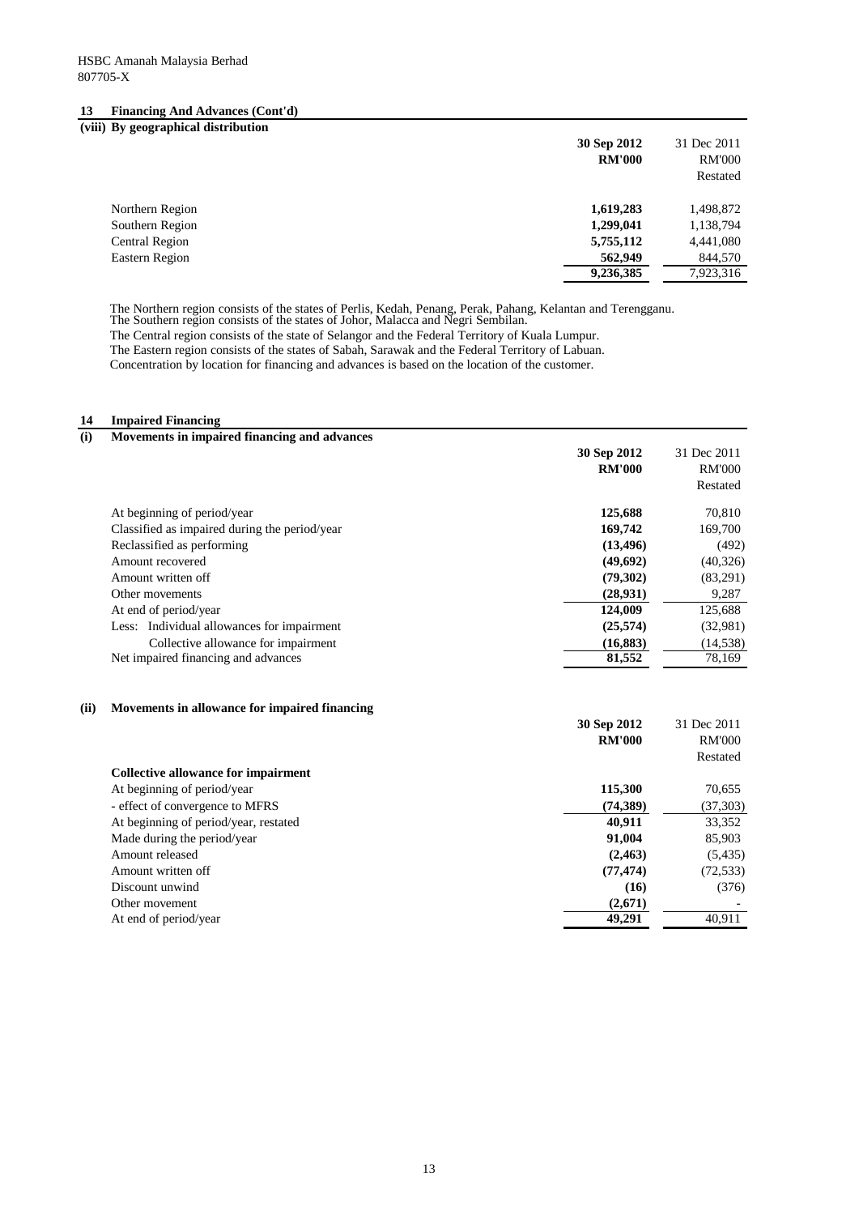HSBC Amanah Malaysia Berhad
807705-X

## 13 Financing And Advances (Cont'd)

### (viii) By geographical distribution

| | 30 Sep 2012 RM'000 | 31 Dec 2011 RM'000 Restated |
|---|---|---|
| Northern Region | **1,619,283** | 1,498,872 |
| Southern Region | **1,299,041** | 1,138,794 |
| Central Region | **5,755,112** | 4,441,080 |
| Eastern Region | **562,949** | 844,570 |
| | **9,236,385** | 7,923,316 |

The Northern region consists of the states of Perlis, Kedah, Penang, Perak, Pahang, Kelantan and Terengganu.
The Southern region consists of the states of Johor, Malacca and Negri Sembilan.
The Central region consists of the state of Selangor and the Federal Territory of Kuala Lumpur.
The Eastern region consists of the states of Sabah, Sarawak and the Federal Territory of Labuan.
Concentration by location for financing and advances is based on the location of the customer.

## 14 Impaired Financing

### (i) Movements in impaired financing and advances

| | 30 Sep 2012 RM'000 | 31 Dec 2011 RM'000 Restated |
|---|---|---|
| At beginning of period/year | **125,688** | 70,810 |
| Classified as impaired during the period/year | **169,742** | 169,700 |
| Reclassified as performing | **(13,496)** | (492) |
| Amount recovered | **(49,692)** | (40,326) |
| Amount written off | **(79,302)** | (83,291) |
| Other movements | **(28,931)** | 9,287 |
| At end of period/year | **124,009** | 125,688 |
| Less: Individual allowances for impairment | **(25,574)** | (32,981) |
| Collective allowance for impairment | **(16,883)** | (14,538) |
| Net impaired financing and advances | **81,552** | 78,169 |

### (ii) Movements in allowance for impaired financing

| | 30 Sep 2012 RM'000 | 31 Dec 2011 RM'000 Restated |
|---|---|---|
| **Collective allowance for impairment** | | |
| At beginning of period/year | **115,300** | 70,655 |
| - effect of convergence to MFRS | **(74,389)** | (37,303) |
| At beginning of period/year, restated | **40,911** | 33,352 |
| Made during the period/year | **91,004** | 85,903 |
| Amount released | **(2,463)** | (5,435) |
| Amount written off | **(77,474)** | (72,533) |
| Discount unwind | **(16)** | (376) |
| Other movement | **(2,671)** | - |
| At end of period/year | **49,291** | 40,911 |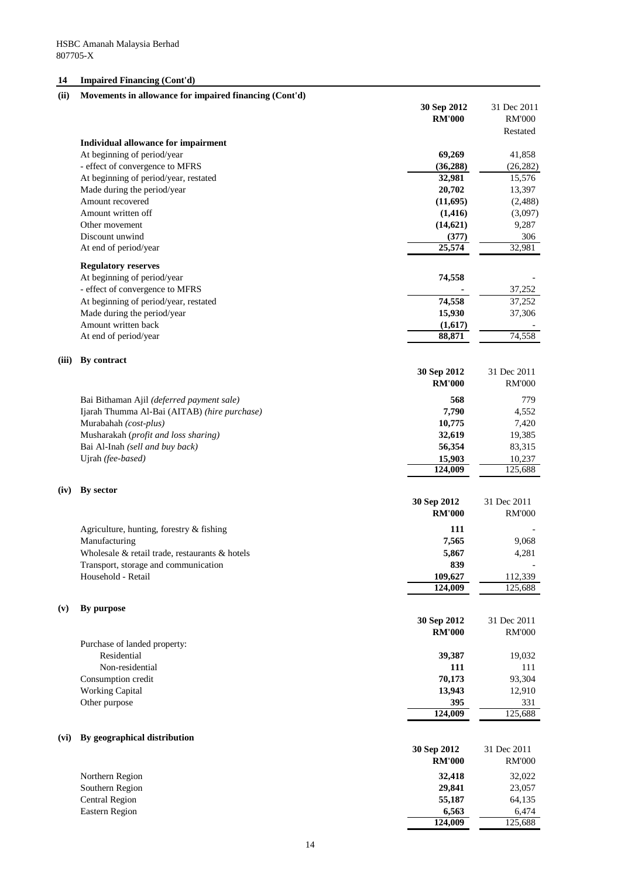HSBC Amanah Malaysia Berhad
807705-X

## 14 Impaired Financing (Cont'd)

### (ii) Movements in allowance for impaired financing (Cont'd)

| | 30 Sep 2012 RM'000 | 31 Dec 2011 RM'000 Restated |
|---|---|---|
| **Individual allowance for impairment** | | |
| At beginning of period/year | **69,269** | 41,858 |
| - effect of convergence to MFRS | **(36,288)** | (26,282) |
| At beginning of period/year, restated | **32,981** | 15,576 |
| Made during the period/year | **20,702** | 13,397 |
| Amount recovered | **(11,695)** | (2,488) |
| Amount written off | **(1,416)** | (3,097) |
| Other movement | **(14,621)** | 9,287 |
| Discount unwind | **(377)** | 306 |
| At end of period/year | **25,574** | 32,981 |
| **Regulatory reserves** | | |
| At beginning of period/year | **74,558** | - |
| - effect of convergence to MFRS | **-** | 37,252 |
| At beginning of period/year, restated | **74,558** | 37,252 |
| Made during the period/year | **15,930** | 37,306 |
| Amount written back | **(1,617)** | - |
| At end of period/year | **88,871** | 74,558 |

### (iii) By contract

| | 30 Sep 2012 RM'000 | 31 Dec 2011 RM'000 |
|---|---|---|
| Bai Bithaman Ajil *(deferred payment sale)* | **568** | 779 |
| Ijarah Thumma Al-Bai (AITAB) *(hire purchase)* | **7,790** | 4,552 |
| Murabahah *(cost-plus)* | **10,775** | 7,420 |
| Musharakah (*profit and loss sharing)* | **32,619** | 19,385 |
| Bai Al-Inah *(sell and buy back)* | **56,354** | 83,315 |
| Ujrah *(fee-based)* | **15,903** | 10,237 |
| | **124,009** | 125,688 |

### (iv) By sector

| | 30 Sep 2012 RM'000 | 31 Dec 2011 RM'000 |
|---|---|---|
| Agriculture, hunting, forestry & fishing | **111** | - |
| Manufacturing | **7,565** | 9,068 |
| Wholesale & retail trade, restaurants & hotels | **5,867** | 4,281 |
| Transport, storage and communication | **839** | - |
| Household - Retail | **109,627** | 112,339 |
| | **124,009** | 125,688 |

### (v) By purpose

| | 30 Sep 2012 RM'000 | 31 Dec 2011 RM'000 |
|---|---|---|
| Purchase of landed property: | | |
| Residential | **39,387** | 19,032 |
| Non-residential | **111** | 111 |
| Consumption credit | **70,173** | 93,304 |
| Working Capital | **13,943** | 12,910 |
| Other purpose | **395** | 331 |
| | **124,009** | 125,688 |

### (vi) By geographical distribution

| | 30 Sep 2012 RM'000 | 31 Dec 2011 RM'000 |
|---|---|---|
| Northern Region | **32,418** | 32,022 |
| Southern Region | **29,841** | 23,057 |
| Central Region | **55,187** | 64,135 |
| Eastern Region | **6,563** | 6,474 |
| | **124,009** | 125,688 |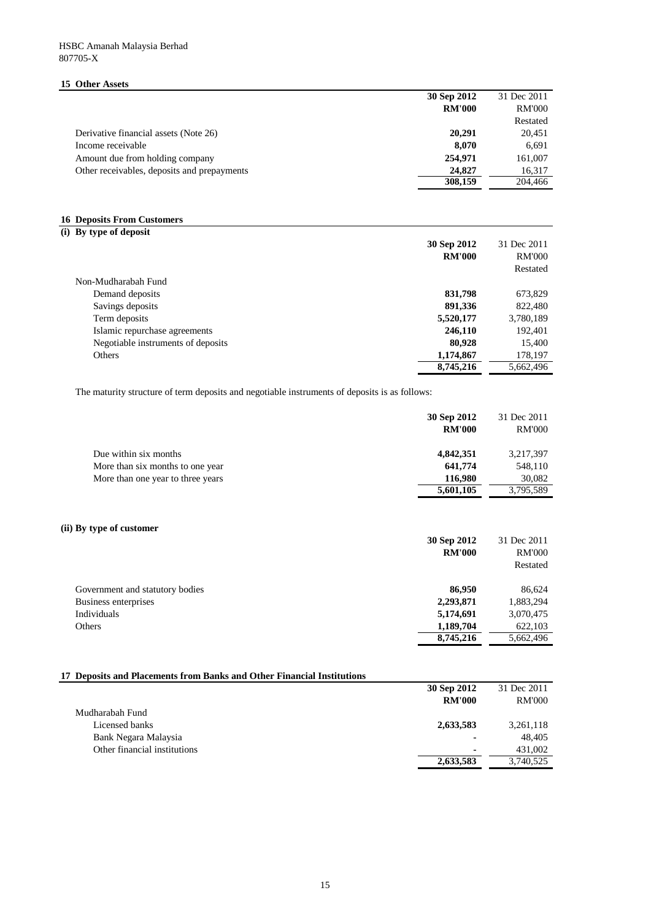HSBC Amanah Malaysia Berhad
807705-X

## 15 Other Assets

| | 30 Sep 2012 | 31 Dec 2011 |
|---|---|---|
| | RM'000 | RM'000 |
| | | Restated |
| Derivative financial assets (Note 26) | 20,291 | 20,451 |
| Income receivable | 8,070 | 6,691 |
| Amount due from holding company | 254,971 | 161,007 |
| Other receivables, deposits and prepayments | 24,827 | 16,317 |
| | 308,159 | 204,466 |

## 16 Deposits From Customers

### (i) By type of deposit

| | 30 Sep 2012 | 31 Dec 2011 |
|---|---|---|
| | RM'000 | RM'000 |
| | | Restated |
| Non-Mudharabah Fund | | |
| Demand deposits | 831,798 | 673,829 |
| Savings deposits | 891,336 | 822,480 |
| Term deposits | 5,520,177 | 3,780,189 |
| Islamic repurchase agreements | 246,110 | 192,401 |
| Negotiable instruments of deposits | 80,928 | 15,400 |
| Others | 1,174,867 | 178,197 |
| | 8,745,216 | 5,662,496 |

The maturity structure of term deposits and negotiable instruments of deposits is as follows:

| | 30 Sep 2012 | 31 Dec 2011 |
|---|---|---|
| | RM'000 | RM'000 |
| Due within six months | 4,842,351 | 3,217,397 |
| More than six months to one year | 641,774 | 548,110 |
| More than one year to three years | 116,980 | 30,082 |
| | 5,601,105 | 3,795,589 |

### (ii) By type of customer

| | 30 Sep 2012 | 31 Dec 2011 |
|---|---|---|
| | RM'000 | RM'000 |
| | | Restated |
| Government and statutory bodies | 86,950 | 86,624 |
| Business enterprises | 2,293,871 | 1,883,294 |
| Individuals | 5,174,691 | 3,070,475 |
| Others | 1,189,704 | 622,103 |
| | 8,745,216 | 5,662,496 |

## 17 Deposits and Placements from Banks and Other Financial Institutions

| | 30 Sep 2012 | 31 Dec 2011 |
|---|---|---|
| | RM'000 | RM'000 |
| Mudharabah Fund | | |
| Licensed banks | 2,633,583 | 3,261,118 |
| Bank Negara Malaysia | - | 48,405 |
| Other financial institutions | - | 431,002 |
| | 2,633,583 | 3,740,525 |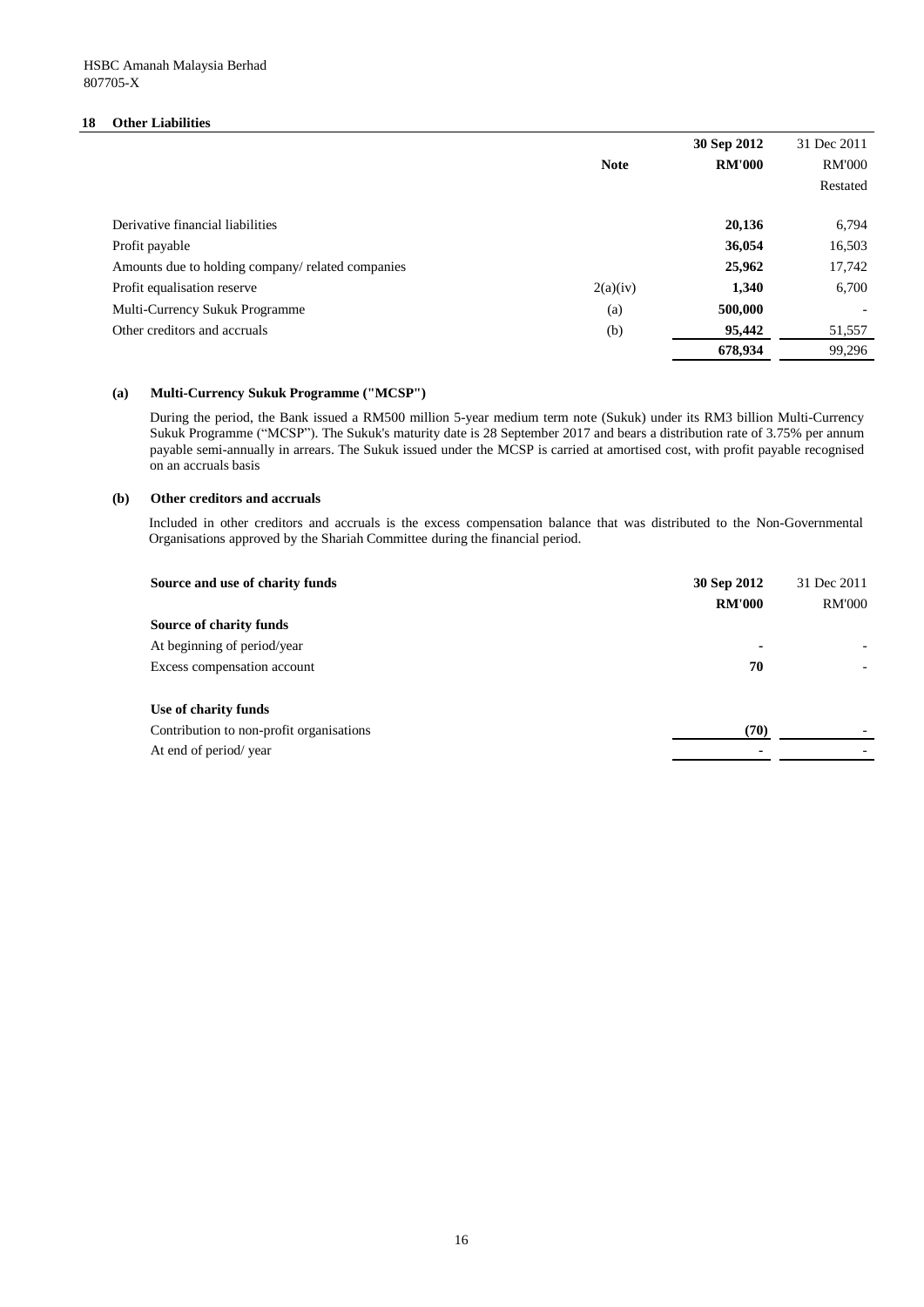HSBC Amanah Malaysia Berhad
807705-X

## 18 Other Liabilities

| | Note | 30 Sep 2012 RM'000 | 31 Dec 2011 RM'000 Restated |
|---|---|---|---|
| Derivative financial liabilities | | **20,136** | 6,794 |
| Profit payable | | **36,054** | 16,503 |
| Amounts due to holding company/ related companies | | **25,962** | 17,742 |
| Profit equalisation reserve | 2(a)(iv) | **1,340** | 6,700 |
| Multi-Currency Sukuk Programme | (a) | **500,000** | - |
| Other creditors and accruals | (b) | **95,442** | 51,557 |
| | | **678,934** | 99,296 |

### (a) Multi-Currency Sukuk Programme ("MCSP")

During the period, the Bank issued a RM500 million 5-year medium term note (Sukuk) under its RM3 billion Multi-Currency Sukuk Programme ("MCSP"). The Sukuk's maturity date is 28 September 2017 and bears a distribution rate of 3.75% per annum payable semi-annually in arrears. The Sukuk issued under the MCSP is carried at amortised cost, with profit payable recognised on an accruals basis

### (b) Other creditors and accruals

Included in other creditors and accruals is the excess compensation balance that was distributed to the Non-Governmental Organisations approved by the Shariah Committee during the financial period.

| Source and use of charity funds | 30 Sep 2012 RM'000 | 31 Dec 2011 RM'000 |
|---|---|---|
| **Source of charity funds** | | |
| At beginning of period/year | **-** | - |
| Excess compensation account | **70** | - |
| **Use of charity funds** | | |
| Contribution to non-profit organisations | **(70)** | - |
| At end of period/ year | **-** | - |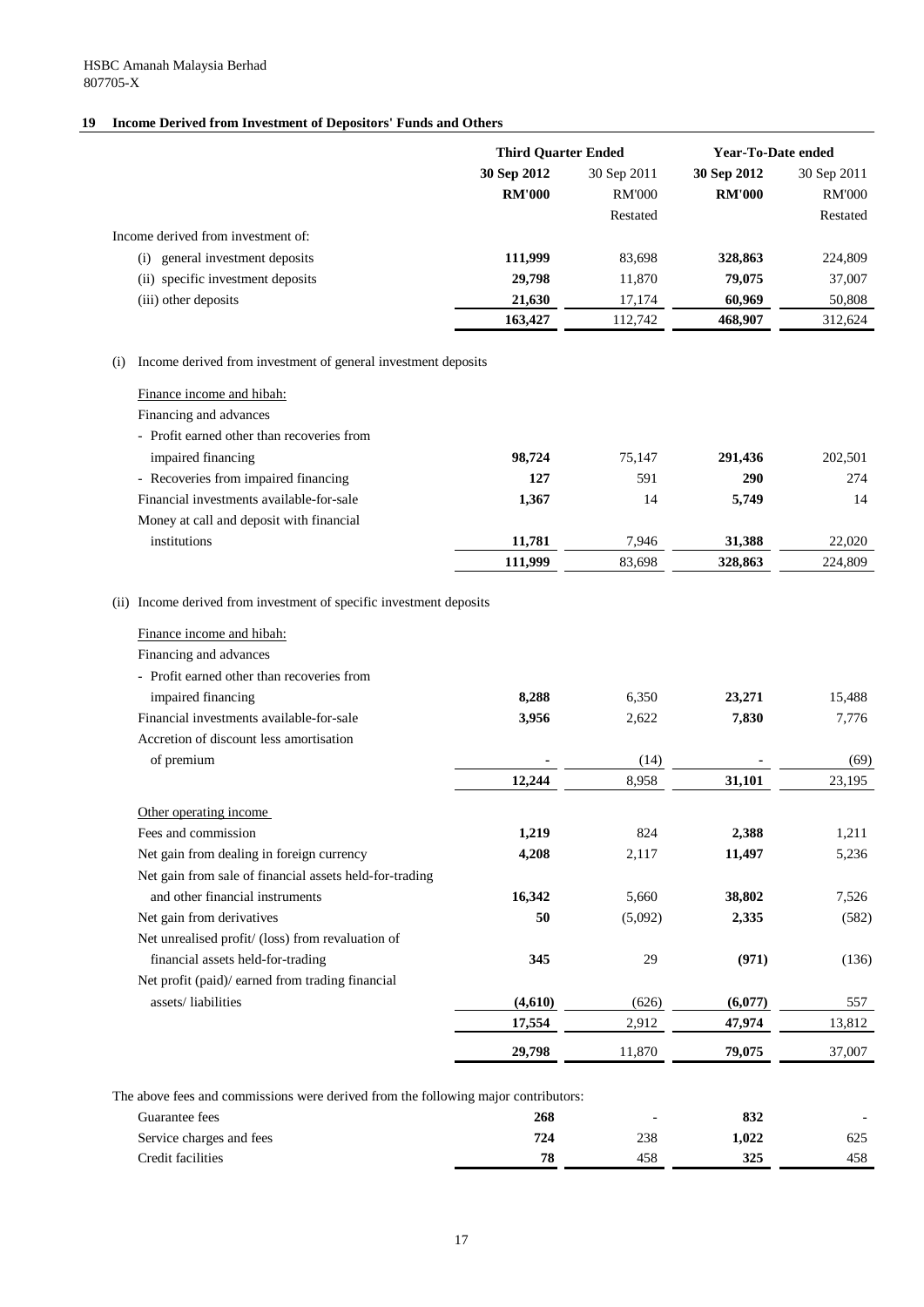HSBC Amanah Malaysia Berhad
807705-X

## 19 Income Derived from Investment of Depositors' Funds and Others

| | Third Quarter Ended | | Year-To-Date ended | |
|---|---|---|---|---|
| | **30 Sep 2012** | 30 Sep 2011 | **30 Sep 2012** | 30 Sep 2011 |
| | **RM'000** | RM'000 | **RM'000** | RM'000 |
| | | Restated | | Restated |
| Income derived from investment of: | | | | |
| (i) general investment deposits | **111,999** | 83,698 | **328,863** | 224,809 |
| (ii) specific investment deposits | **29,798** | 11,870 | **79,075** | 37,007 |
| (iii) other deposits | **21,630** | 17,174 | **60,969** | 50,808 |
| | **163,427** | 112,742 | **468,907** | 312,624 |

(i) Income derived from investment of general investment deposits

| | Third Quarter Ended | | Year-To-Date ended | |
|---|---|---|---|---|
| | **30 Sep 2012** | 30 Sep 2011 | **30 Sep 2012** | 30 Sep 2011 |
| Finance income and hibah: | | | | |
| Financing and advances | | | | |
| - Profit earned other than recoveries from impaired financing | **98,724** | 75,147 | **291,436** | 202,501 |
| - Recoveries from impaired financing | **127** | 591 | **290** | 274 |
| Financial investments available-for-sale | **1,367** | 14 | **5,749** | 14 |
| Money at call and deposit with financial institutions | **11,781** | 7,946 | **31,388** | 22,020 |
| | **111,999** | 83,698 | **328,863** | 224,809 |

(ii) Income derived from investment of specific investment deposits

| | Third Quarter Ended | | Year-To-Date ended | |
|---|---|---|---|---|
| | **30 Sep 2012** | 30 Sep 2011 | **30 Sep 2012** | 30 Sep 2011 |
| Finance income and hibah: | | | | |
| Financing and advances | | | | |
| - Profit earned other than recoveries from impaired financing | **8,288** | 6,350 | **23,271** | 15,488 |
| Financial investments available-for-sale | **3,956** | 2,622 | **7,830** | 7,776 |
| Accretion of discount less amortisation of premium | **-** | (14) | **-** | (69) |
| | **12,244** | 8,958 | **31,101** | 23,195 |
| Other operating income | | | | |
| Fees and commission | **1,219** | 824 | **2,388** | 1,211 |
| Net gain from dealing in foreign currency | **4,208** | 2,117 | **11,497** | 5,236 |
| Net gain from sale of financial assets held-for-trading and other financial instruments | **16,342** | 5,660 | **38,802** | 7,526 |
| Net gain from derivatives | **50** | (5,092) | **2,335** | (582) |
| Net unrealised profit/ (loss) from revaluation of financial assets held-for-trading | **345** | 29 | **(971)** | (136) |
| Net profit (paid)/ earned from trading financial assets/ liabilities | **(4,610)** | (626) | **(6,077)** | 557 |
| | **17,554** | 2,912 | **47,974** | 13,812 |
| | **29,798** | 11,870 | **79,075** | 37,007 |

The above fees and commissions were derived from the following major contributors:

| | Third Quarter Ended | | Year-To-Date ended | |
|---|---|---|---|---|
| | **30 Sep 2012** | 30 Sep 2011 | **30 Sep 2012** | 30 Sep 2011 |
| Guarantee fees | **268** | - | **832** | - |
| Service charges and fees | **724** | 238 | **1,022** | 625 |
| Credit facilities | **78** | 458 | **325** | 458 |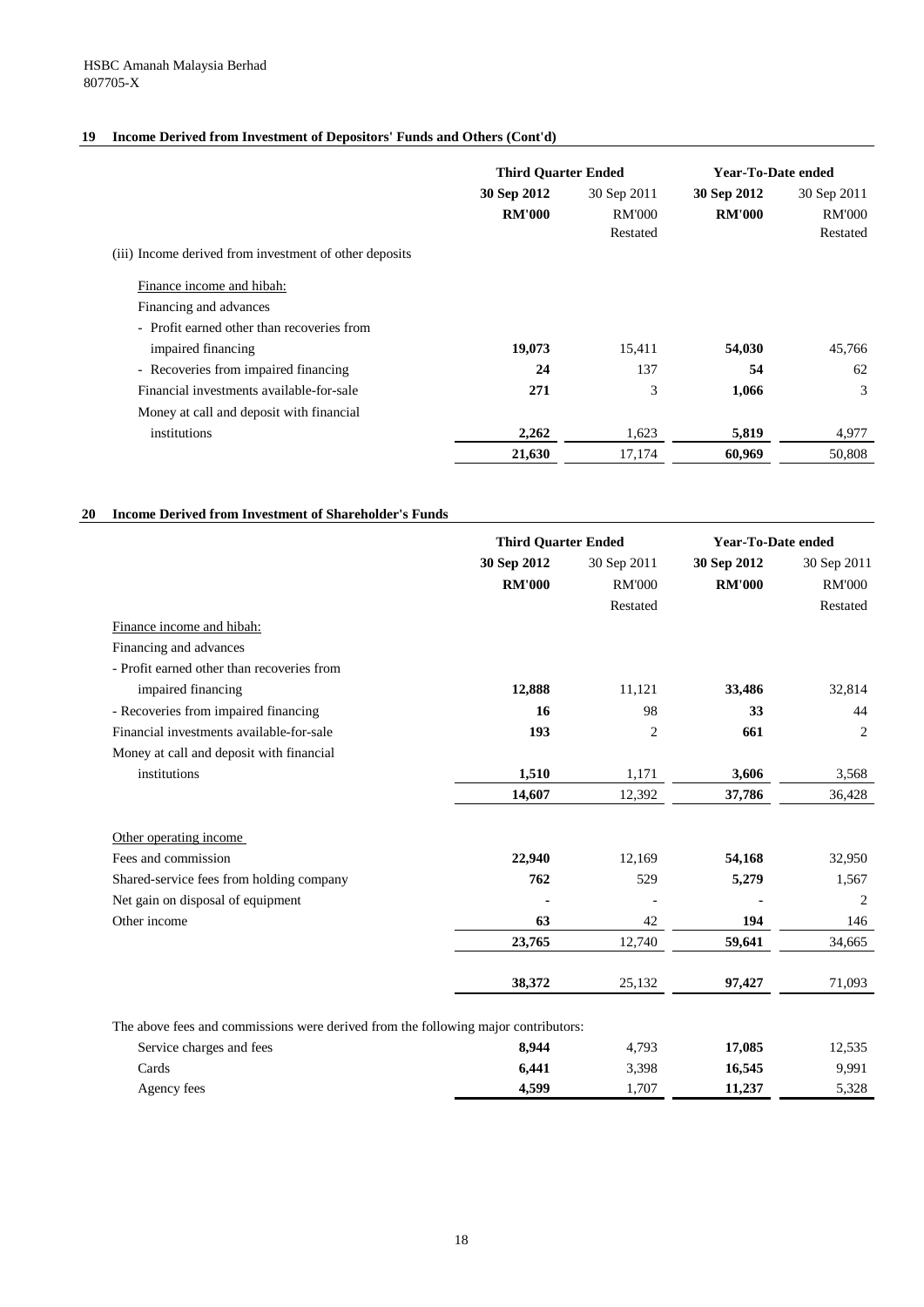HSBC Amanah Malaysia Berhad
807705-X

## 19 Income Derived from Investment of Depositors' Funds and Others (Cont'd)

| | Third Quarter Ended | | Year-To-Date ended | |
|---|---|---|---|---|
| | **30 Sep 2012** | 30 Sep 2011 | **30 Sep 2012** | 30 Sep 2011 |
| | **RM'000** | RM'000 | **RM'000** | RM'000 |
| | | Restated | | Restated |
| (iii) Income derived from investment of other deposits | | | | |
| Finance income and hibah: | | | | |
| Financing and advances | | | | |
| - Profit earned other than recoveries from impaired financing | **19,073** | 15,411 | **54,030** | 45,766 |
| - Recoveries from impaired financing | **24** | 137 | **54** | 62 |
| Financial investments available-for-sale | **271** | 3 | **1,066** | 3 |
| Money at call and deposit with financial institutions | **2,262** | 1,623 | **5,819** | 4,977 |
| | **21,630** | 17,174 | **60,969** | 50,808 |

## 20 Income Derived from Investment of Shareholder's Funds

| | Third Quarter Ended | | Year-To-Date ended | |
|---|---|---|---|---|
| | **30 Sep 2012** | 30 Sep 2011 | **30 Sep 2012** | 30 Sep 2011 |
| | **RM'000** | RM'000 | **RM'000** | RM'000 |
| | | Restated | | Restated |
| Finance income and hibah: | | | | |
| Financing and advances | | | | |
| - Profit earned other than recoveries from impaired financing | **12,888** | 11,121 | **33,486** | 32,814 |
| - Recoveries from impaired financing | **16** | 98 | **33** | 44 |
| Financial investments available-for-sale | **193** | 2 | **661** | 2 |
| Money at call and deposit with financial institutions | **1,510** | 1,171 | **3,606** | 3,568 |
| | **14,607** | 12,392 | **37,786** | 36,428 |
| Other operating income | | | | |
| Fees and commission | **22,940** | 12,169 | **54,168** | 32,950 |
| Shared-service fees from holding company | **762** | 529 | **5,279** | 1,567 |
| Net gain on disposal of equipment | **-** | - | **-** | 2 |
| Other income | **63** | 42 | **194** | 146 |
| | **23,765** | 12,740 | **59,641** | 34,665 |
| | **38,372** | 25,132 | **97,427** | 71,093 |
| The above fees and commissions were derived from the following major contributors: | | | | |
| Service charges and fees | **8,944** | 4,793 | **17,085** | 12,535 |
| Cards | **6,441** | 3,398 | **16,545** | 9,991 |
| Agency fees | **4,599** | 1,707 | **11,237** | 5,328 |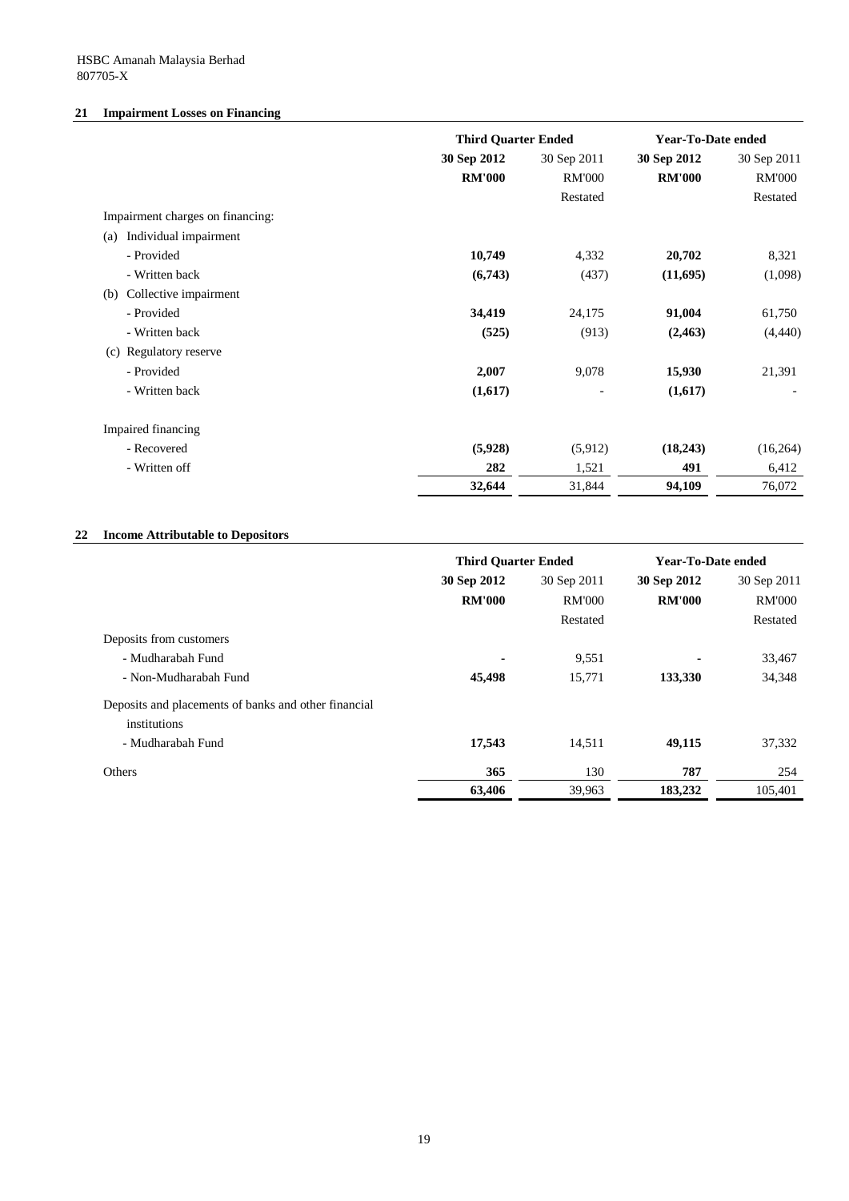HSBC Amanah Malaysia Berhad
807705-X

## 21 Impairment Losses on Financing

| | Third Quarter Ended | | Year-To-Date ended | |
|---|---|---|---|---|
| | **30 Sep 2012** | 30 Sep 2011 | **30 Sep 2012** | 30 Sep 2011 |
| | **RM'000** | RM'000 | **RM'000** | RM'000 |
| | | Restated | | Restated |
| Impairment charges on financing: | | | | |
| (a) Individual impairment | | | | |
| - Provided | **10,749** | 4,332 | **20,702** | 8,321 |
| - Written back | **(6,743)** | (437) | **(11,695)** | (1,098) |
| (b) Collective impairment | | | | |
| - Provided | **34,419** | 24,175 | **91,004** | 61,750 |
| - Written back | **(525)** | (913) | **(2,463)** | (4,440) |
| (c) Regulatory reserve | | | | |
| - Provided | **2,007** | 9,078 | **15,930** | 21,391 |
| - Written back | **(1,617)** | - | **(1,617)** | - |
| Impaired financing | | | | |
| - Recovered | **(5,928)** | (5,912) | **(18,243)** | (16,264) |
| - Written off | **282** | 1,521 | **491** | 6,412 |
| | **32,644** | 31,844 | **94,109** | 76,072 |

## 22 Income Attributable to Depositors

| | Third Quarter Ended | | Year-To-Date ended | |
|---|---|---|---|---|
| | **30 Sep 2012** | 30 Sep 2011 | **30 Sep 2012** | 30 Sep 2011 |
| | **RM'000** | RM'000 | **RM'000** | RM'000 |
| | | Restated | | Restated |
| Deposits from customers | | | | |
| - Mudharabah Fund | **-** | 9,551 | **-** | 33,467 |
| - Non-Mudharabah Fund | **45,498** | 15,771 | **133,330** | 34,348 |
| Deposits and placements of banks and other financial institutions | | | | |
| - Mudharabah Fund | **17,543** | 14,511 | **49,115** | 37,332 |
| Others | **365** | 130 | **787** | 254 |
| | **63,406** | 39,963 | **183,232** | 105,401 |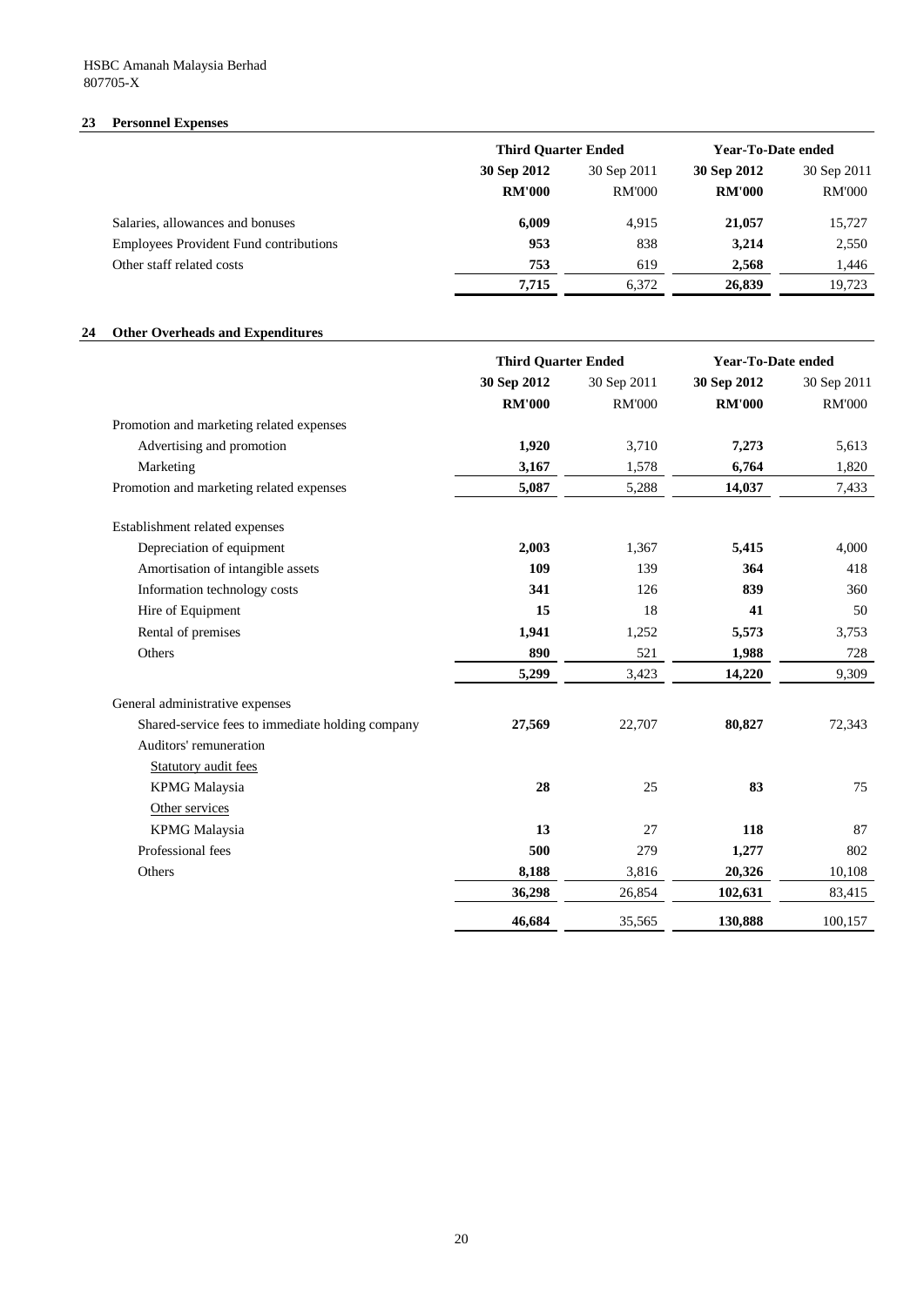HSBC Amanah Malaysia Berhad
807705-X

## 23 Personnel Expenses

| | Third Quarter Ended | | Year-To-Date ended | |
|---|---|---|---|---|
| | **30 Sep 2012** | 30 Sep 2011 | **30 Sep 2012** | 30 Sep 2011 |
| | **RM'000** | RM'000 | **RM'000** | RM'000 |
| Salaries, allowances and bonuses | **6,009** | 4,915 | **21,057** | 15,727 |
| Employees Provident Fund contributions | **953** | 838 | **3,214** | 2,550 |
| Other staff related costs | **753** | 619 | **2,568** | 1,446 |
| | **7,715** | 6,372 | **26,839** | 19,723 |

## 24 Other Overheads and Expenditures

| | Third Quarter Ended | | Year-To-Date ended | |
|---|---|---|---|---|
| | **30 Sep 2012** | 30 Sep 2011 | **30 Sep 2012** | 30 Sep 2011 |
| | **RM'000** | RM'000 | **RM'000** | RM'000 |
| Promotion and marketing related expenses | | | | |
| Advertising and promotion | **1,920** | 3,710 | **7,273** | 5,613 |
| Marketing | **3,167** | 1,578 | **6,764** | 1,820 |
| Promotion and marketing related expenses | **5,087** | 5,288 | **14,037** | 7,433 |
| Establishment related expenses | | | | |
| Depreciation of equipment | **2,003** | 1,367 | **5,415** | 4,000 |
| Amortisation of intangible assets | **109** | 139 | **364** | 418 |
| Information technology costs | **341** | 126 | **839** | 360 |
| Hire of Equipment | **15** | 18 | **41** | 50 |
| Rental of premises | **1,941** | 1,252 | **5,573** | 3,753 |
| Others | **890** | 521 | **1,988** | 728 |
| | **5,299** | 3,423 | **14,220** | 9,309 |
| General administrative expenses | | | | |
| Shared-service fees to immediate holding company | **27,569** | 22,707 | **80,827** | 72,343 |
| Auditors' remuneration | | | | |
| Statutory audit fees | | | | |
| KPMG Malaysia | **28** | 25 | **83** | 75 |
| Other services | | | | |
| KPMG Malaysia | **13** | 27 | **118** | 87 |
| Professional fees | **500** | 279 | **1,277** | 802 |
| Others | **8,188** | 3,816 | **20,326** | 10,108 |
| | **36,298** | 26,854 | **102,631** | 83,415 |
| | **46,684** | 35,565 | **130,888** | 100,157 |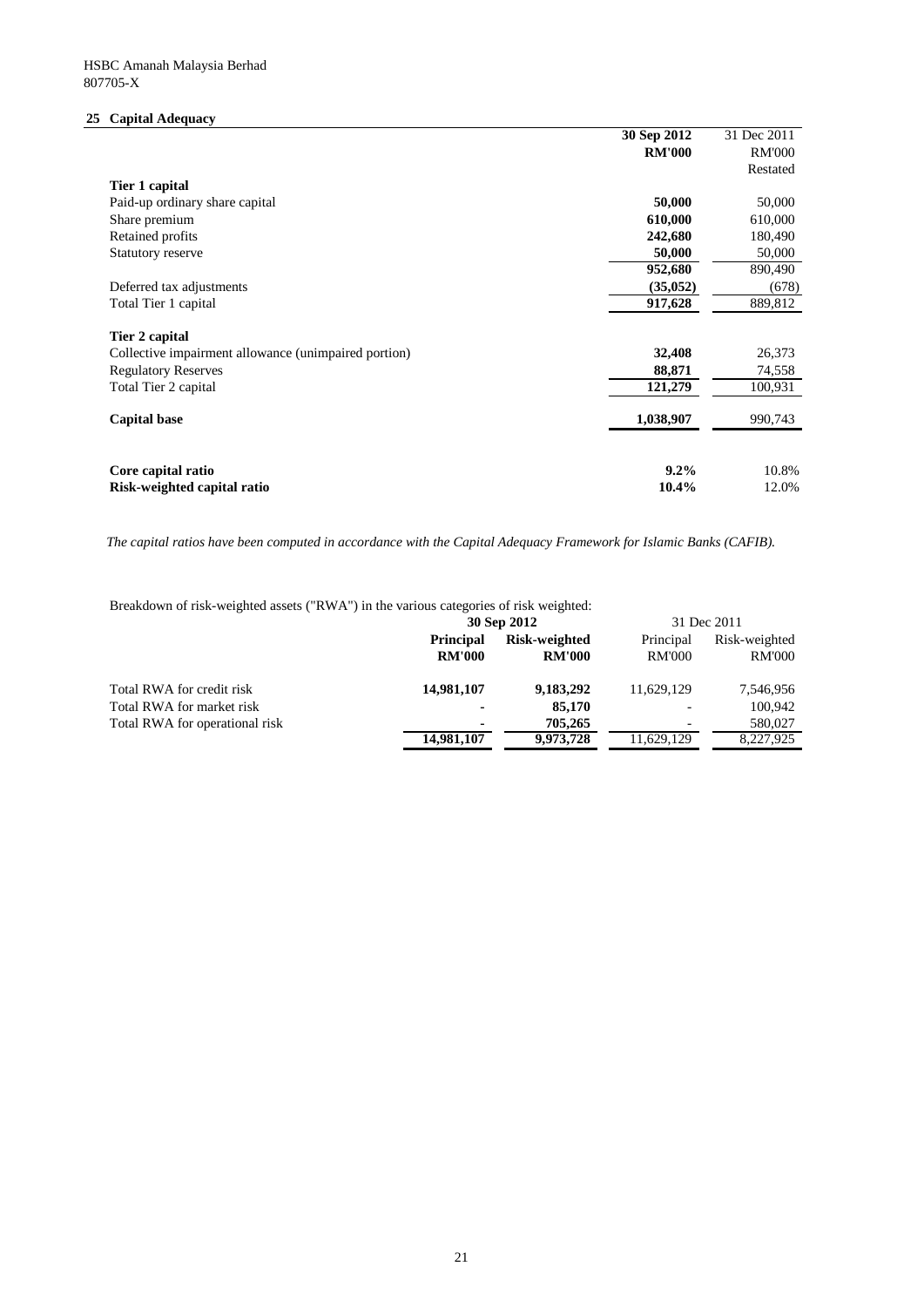HSBC Amanah Malaysia Berhad
807705-X

## 25 Capital Adequacy

| | 30 Sep 2012 | 31 Dec 2011 |
|---|---|---|
| | **RM'000** | RM'000 |
| | | Restated |
| **Tier 1 capital** | | |
| Paid-up ordinary share capital | **50,000** | 50,000 |
| Share premium | **610,000** | 610,000 |
| Retained profits | **242,680** | 180,490 |
| Statutory reserve | **50,000** | 50,000 |
| | **952,680** | 890,490 |
| Deferred tax adjustments | **(35,052)** | (678) |
| Total Tier 1 capital | **917,628** | 889,812 |
| **Tier 2 capital** | | |
| Collective impairment allowance (unimpaired portion) | **32,408** | 26,373 |
| Regulatory Reserves | **88,871** | 74,558 |
| Total Tier 2 capital | **121,279** | 100,931 |
| **Capital base** | **1,038,907** | 990,743 |
| **Core capital ratio** | **9.2%** | 10.8% |
| **Risk-weighted capital ratio** | **10.4%** | 12.0% |

*The capital ratios have been computed in accordance with the Capital Adequacy Framework for Islamic Banks (CAFIB).*

Breakdown of risk-weighted assets ("RWA") in the various categories of risk weighted:

| | **30 Sep 2012** | | 31 Dec 2011 | |
|---|---|---|---|---|
| | **Principal RM'000** | **Risk-weighted RM'000** | Principal RM'000 | Risk-weighted RM'000 |
| Total RWA for credit risk | **14,981,107** | **9,183,292** | 11,629,129 | 7,546,956 |
| Total RWA for market risk | **-** | **85,170** | - | 100,942 |
| Total RWA for operational risk | **-** | **705,265** | - | 580,027 |
| | **14,981,107** | **9,973,728** | 11,629,129 | 8,227,925 |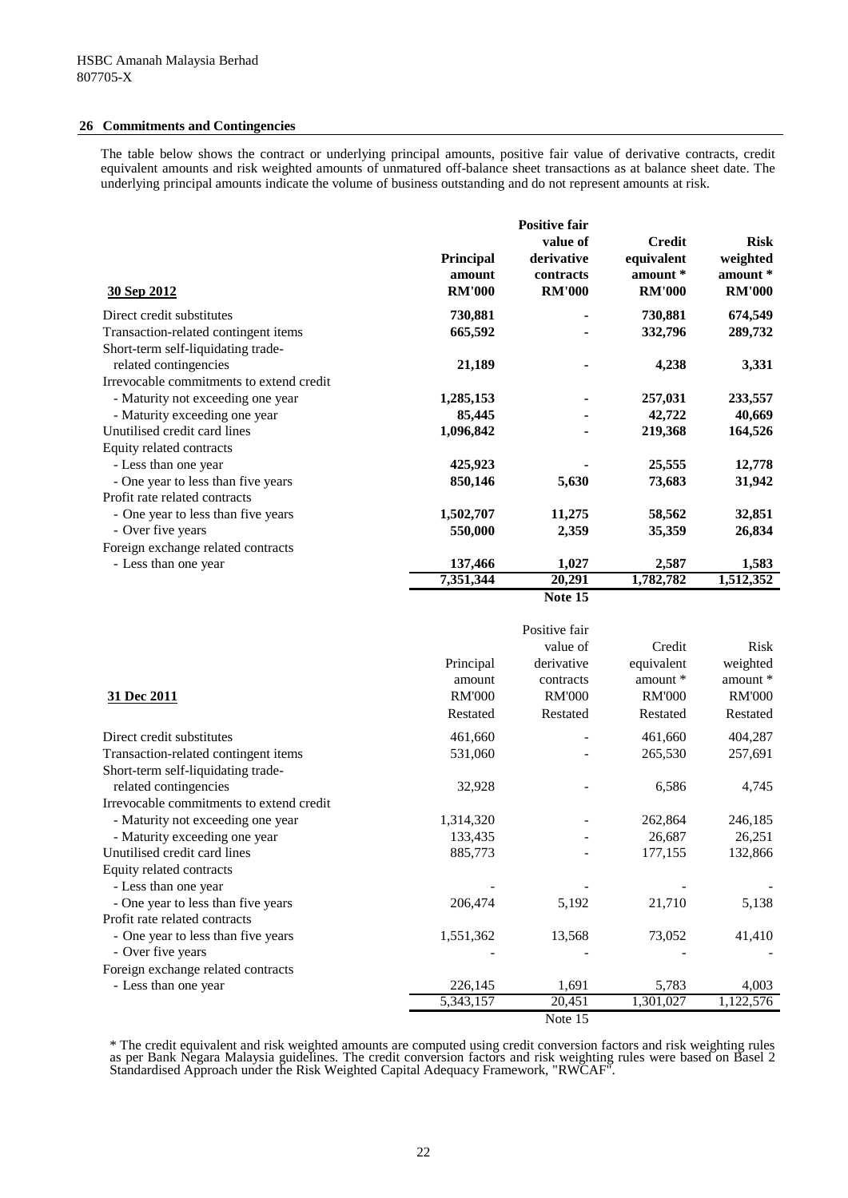HSBC Amanah Malaysia Berhad
807705-X

## 26 Commitments and Contingencies

The table below shows the contract or underlying principal amounts, positive fair value of derivative contracts, credit equivalent amounts and risk weighted amounts of unmatured off-balance sheet transactions as at balance sheet date. The underlying principal amounts indicate the volume of business outstanding and do not represent amounts at risk.

| **30 Sep 2012** | **Principal amount RM'000** | **Positive fair value of derivative contracts RM'000** | **Credit equivalent amount * RM'000** | **Risk weighted amount * RM'000** |
|---|---|---|---|---|
| Direct credit substitutes | **730,881** | **-** | **730,881** | **674,549** |
| Transaction-related contingent items | **665,592** | **-** | **332,796** | **289,732** |
| Short-term self-liquidating trade-related contingencies | **21,189** | **-** | **4,238** | **3,331** |
| Irrevocable commitments to extend credit | | | | |
| - Maturity not exceeding one year | **1,285,153** | **-** | **257,031** | **233,557** |
| - Maturity exceeding one year | **85,445** | **-** | **42,722** | **40,669** |
| Unutilised credit card lines | **1,096,842** | **-** | **219,368** | **164,526** |
| Equity related contracts | | | | |
| - Less than one year | **425,923** | **-** | **25,555** | **12,778** |
| - One year to less than five years | **850,146** | **5,630** | **73,683** | **31,942** |
| Profit rate related contracts | | | | |
| - One year to less than five years | **1,502,707** | **11,275** | **58,562** | **32,851** |
| - Over five years | **550,000** | **2,359** | **35,359** | **26,834** |
| Foreign exchange related contracts | | | | |
| - Less than one year | **137,466** | **1,027** | **2,587** | **1,583** |
| | **7,351,344** | **20,291** | **1,782,782** | **1,512,352** |
| | | **Note 15** | | |

| 31 Dec 2011 | Principal amount RM'000 Restated | Positive fair value of derivative contracts RM'000 Restated | Credit equivalent amount * RM'000 Restated | Risk weighted amount * RM'000 Restated |
|---|---|---|---|---|
| Direct credit substitutes | 461,660 | - | 461,660 | 404,287 |
| Transaction-related contingent items | 531,060 | - | 265,530 | 257,691 |
| Short-term self-liquidating trade-related contingencies | 32,928 | - | 6,586 | 4,745 |
| Irrevocable commitments to extend credit | | | | |
| - Maturity not exceeding one year | 1,314,320 | - | 262,864 | 246,185 |
| - Maturity exceeding one year | 133,435 | - | 26,687 | 26,251 |
| Unutilised credit card lines | 885,773 | - | 177,155 | 132,866 |
| Equity related contracts | | | | |
| - Less than one year | - | - | - | - |
| - One year to less than five years | 206,474 | 5,192 | 21,710 | 5,138 |
| Profit rate related contracts | | | | |
| - One year to less than five years | 1,551,362 | 13,568 | 73,052 | 41,410 |
| - Over five years | - | - | - | - |
| Foreign exchange related contracts | | | | |
| - Less than one year | 226,145 | 1,691 | 5,783 | 4,003 |
| | 5,343,157 | 20,451 | 1,301,027 | 1,122,576 |
| | | Note 15 | | |

* The credit equivalent and risk weighted amounts are computed using credit conversion factors and risk weighting rules as per Bank Negara Malaysia guidelines. The credit conversion factors and risk weighting rules were based on Basel 2 Standardised Approach under the Risk Weighted Capital Adequacy Framework, "RWCAF".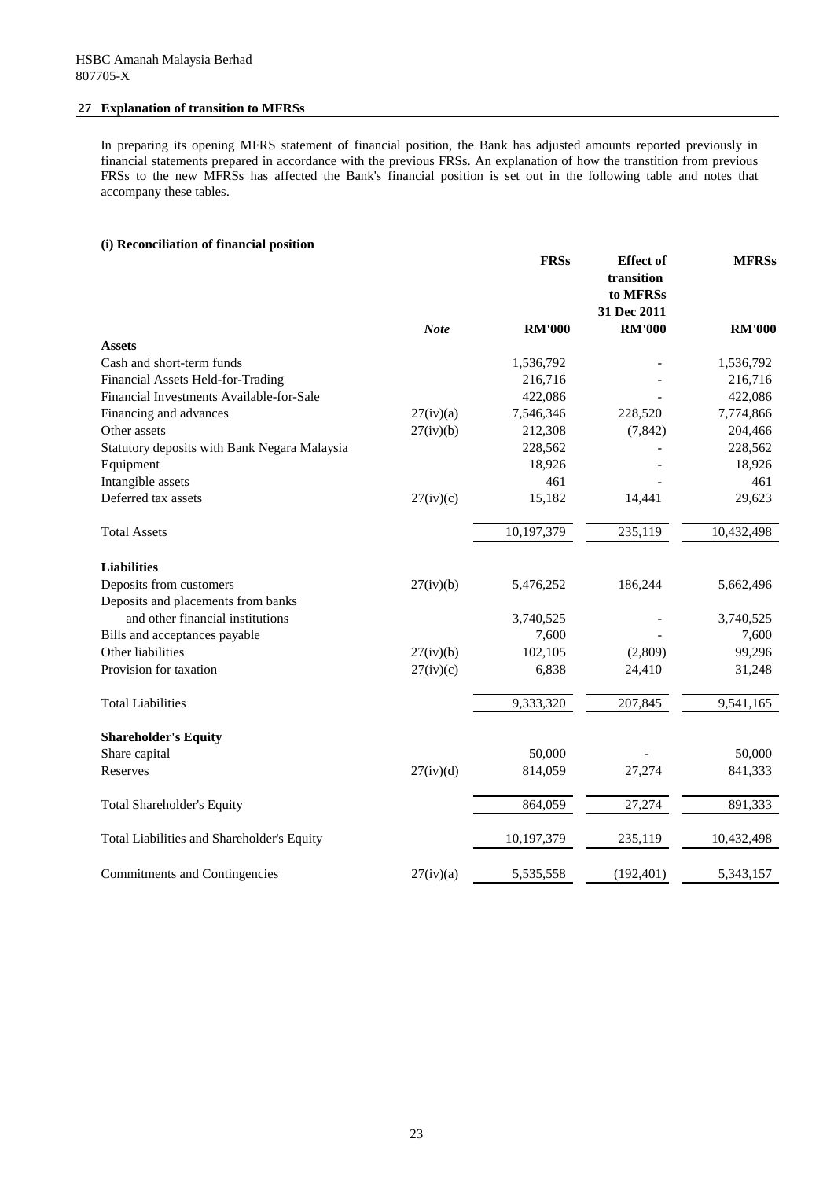HSBC Amanah Malaysia Berhad
807705-X

## 27 Explanation of transition to MFRSs

In preparing its opening MFRS statement of financial position, the Bank has adjusted amounts reported previously in financial statements prepared in accordance with the previous FRSs. An explanation of how the transtition from previous FRSs to the new MFRSs has affected the Bank's financial position is set out in the following table and notes that accompany these tables.

### (i) Reconciliation of financial position

| | *Note* | **FRSs** RM'000 | **Effect of transition to MFRSs 31 Dec 2011** RM'000 | **MFRSs** RM'000 |
|---|---|---|---|---|
| **Assets** | | | | |
| Cash and short-term funds | | 1,536,792 | - | 1,536,792 |
| Financial Assets Held-for-Trading | | 216,716 | - | 216,716 |
| Financial Investments Available-for-Sale | | 422,086 | - | 422,086 |
| Financing and advances | 27(iv)(a) | 7,546,346 | 228,520 | 7,774,866 |
| Other assets | 27(iv)(b) | 212,308 | (7,842) | 204,466 |
| Statutory deposits with Bank Negara Malaysia | | 228,562 | - | 228,562 |
| Equipment | | 18,926 | - | 18,926 |
| Intangible assets | | 461 | - | 461 |
| Deferred tax assets | 27(iv)(c) | 15,182 | 14,441 | 29,623 |
| Total Assets | | 10,197,379 | 235,119 | 10,432,498 |
| **Liabilities** | | | | |
| Deposits from customers | 27(iv)(b) | 5,476,252 | 186,244 | 5,662,496 |
| Deposits and placements from banks and other financial institutions | | 3,740,525 | - | 3,740,525 |
| Bills and acceptances payable | | 7,600 | - | 7,600 |
| Other liabilities | 27(iv)(b) | 102,105 | (2,809) | 99,296 |
| Provision for taxation | 27(iv)(c) | 6,838 | 24,410 | 31,248 |
| Total Liabilities | | 9,333,320 | 207,845 | 9,541,165 |
| **Shareholder's Equity** | | | | |
| Share capital | | 50,000 | - | 50,000 |
| Reserves | 27(iv)(d) | 814,059 | 27,274 | 841,333 |
| Total Shareholder's Equity | | 864,059 | 27,274 | 891,333 |
| Total Liabilities and Shareholder's Equity | | 10,197,379 | 235,119 | 10,432,498 |
| Commitments and Contingencies | 27(iv)(a) | 5,535,558 | (192,401) | 5,343,157 |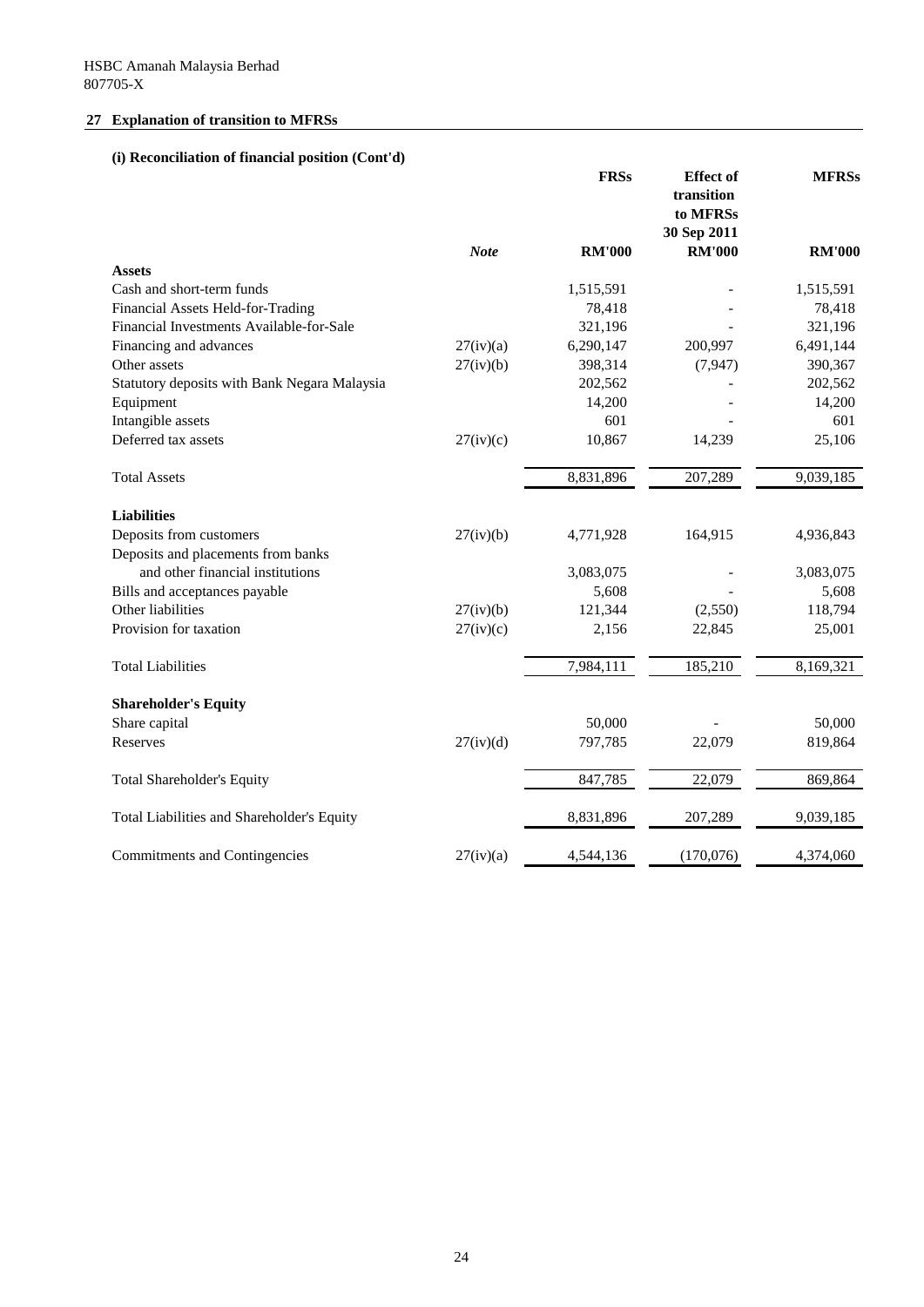HSBC Amanah Malaysia Berhad
807705-X

## 27 Explanation of transition to MFRSs

### (i) Reconciliation of financial position (Cont'd)

| | *Note* | FRSs RM'000 | Effect of transition to MFRSs 30 Sep 2011 RM'000 | MFRSs RM'000 |
|---|---|---|---|---|
| **Assets** | | | | |
| Cash and short-term funds | | 1,515,591 | - | 1,515,591 |
| Financial Assets Held-for-Trading | | 78,418 | - | 78,418 |
| Financial Investments Available-for-Sale | | 321,196 | - | 321,196 |
| Financing and advances | 27(iv)(a) | 6,290,147 | 200,997 | 6,491,144 |
| Other assets | 27(iv)(b) | 398,314 | (7,947) | 390,367 |
| Statutory deposits with Bank Negara Malaysia | | 202,562 | - | 202,562 |
| Equipment | | 14,200 | - | 14,200 |
| Intangible assets | | 601 | - | 601 |
| Deferred tax assets | 27(iv)(c) | 10,867 | 14,239 | 25,106 |
| Total Assets | | 8,831,896 | 207,289 | 9,039,185 |
| **Liabilities** | | | | |
| Deposits from customers | 27(iv)(b) | 4,771,928 | 164,915 | 4,936,843 |
| Deposits and placements from banks and other financial institutions | | 3,083,075 | - | 3,083,075 |
| Bills and acceptances payable | | 5,608 | - | 5,608 |
| Other liabilities | 27(iv)(b) | 121,344 | (2,550) | 118,794 |
| Provision for taxation | 27(iv)(c) | 2,156 | 22,845 | 25,001 |
| Total Liabilities | | 7,984,111 | 185,210 | 8,169,321 |
| **Shareholder's Equity** | | | | |
| Share capital | | 50,000 | - | 50,000 |
| Reserves | 27(iv)(d) | 797,785 | 22,079 | 819,864 |
| Total Shareholder's Equity | | 847,785 | 22,079 | 869,864 |
| Total Liabilities and Shareholder's Equity | | 8,831,896 | 207,289 | 9,039,185 |
| Commitments and Contingencies | 27(iv)(a) | 4,544,136 | (170,076) | 4,374,060 |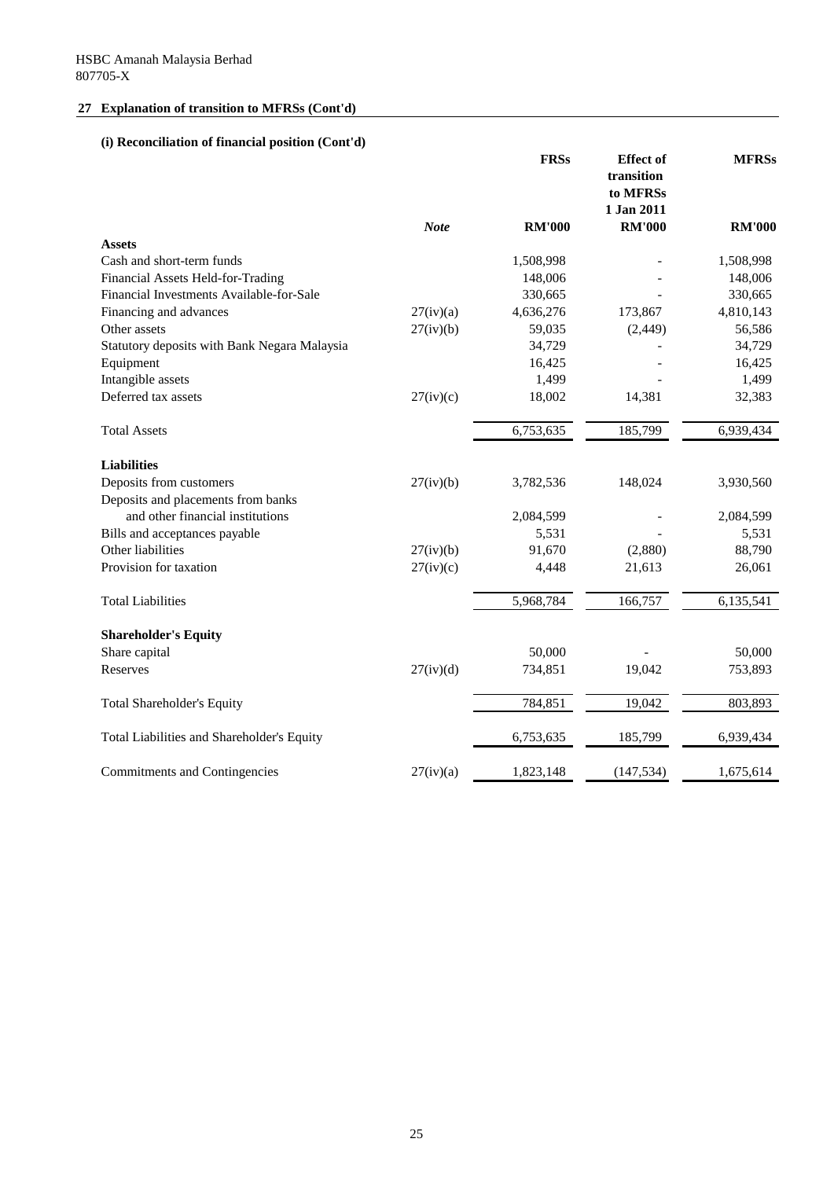HSBC Amanah Malaysia Berhad
807705-X

## 27 Explanation of transition to MFRSs (Cont'd)

### (i) Reconciliation of financial position (Cont'd)

| | *Note* | **FRSs** | **Effect of transition to MFRSs 1 Jan 2011** | **MFRSs** |
|---|---|---|---|---|
| | | **RM'000** | **RM'000** | **RM'000** |
| **Assets** | | | | |
| Cash and short-term funds | | 1,508,998 | - | 1,508,998 |
| Financial Assets Held-for-Trading | | 148,006 | - | 148,006 |
| Financial Investments Available-for-Sale | | 330,665 | - | 330,665 |
| Financing and advances | 27(iv)(a) | 4,636,276 | 173,867 | 4,810,143 |
| Other assets | 27(iv)(b) | 59,035 | (2,449) | 56,586 |
| Statutory deposits with Bank Negara Malaysia | | 34,729 | - | 34,729 |
| Equipment | | 16,425 | - | 16,425 |
| Intangible assets | | 1,499 | - | 1,499 |
| Deferred tax assets | 27(iv)(c) | 18,002 | 14,381 | 32,383 |
| Total Assets | | 6,753,635 | 185,799 | 6,939,434 |
| **Liabilities** | | | | |
| Deposits from customers | 27(iv)(b) | 3,782,536 | 148,024 | 3,930,560 |
| Deposits and placements from banks and other financial institutions | | 2,084,599 | - | 2,084,599 |
| Bills and acceptances payable | | 5,531 | - | 5,531 |
| Other liabilities | 27(iv)(b) | 91,670 | (2,880) | 88,790 |
| Provision for taxation | 27(iv)(c) | 4,448 | 21,613 | 26,061 |
| Total Liabilities | | 5,968,784 | 166,757 | 6,135,541 |
| **Shareholder's Equity** | | | | |
| Share capital | | 50,000 | - | 50,000 |
| Reserves | 27(iv)(d) | 734,851 | 19,042 | 753,893 |
| Total Shareholder's Equity | | 784,851 | 19,042 | 803,893 |
| Total Liabilities and Shareholder's Equity | | 6,753,635 | 185,799 | 6,939,434 |
| Commitments and Contingencies | 27(iv)(a) | 1,823,148 | (147,534) | 1,675,614 |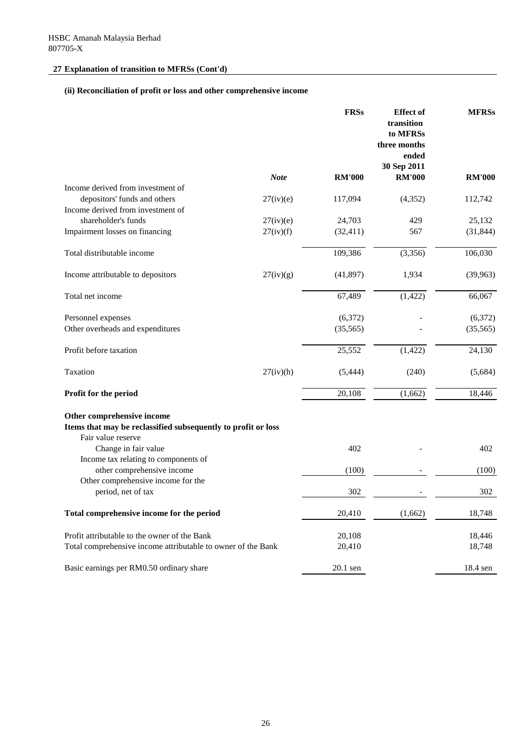HSBC Amanah Malaysia Berhad
807705-X

## 27 Explanation of transition to MFRSs (Cont'd)

### (ii) Reconciliation of profit or loss and other comprehensive income

| | *Note* | FRSs RM'000 | Effect of transition to MFRSs three months ended 30 Sep 2011 RM'000 | MFRSs RM'000 |
|---|---|---|---|---|
| Income derived from investment of depositors' funds and others | 27(iv)(e) | 117,094 | (4,352) | 112,742 |
| Income derived from investment of shareholder's funds | 27(iv)(e) | 24,703 | 429 | 25,132 |
| Impairment losses on financing | 27(iv)(f) | (32,411) | 567 | (31,844) |
| Total distributable income | | 109,386 | (3,356) | 106,030 |
| Income attributable to depositors | 27(iv)(g) | (41,897) | 1,934 | (39,963) |
| Total net income | | 67,489 | (1,422) | 66,067 |
| Personnel expenses | | (6,372) | - | (6,372) |
| Other overheads and expenditures | | (35,565) | - | (35,565) |
| Profit before taxation | | 25,552 | (1,422) | 24,130 |
| Taxation | 27(iv)(h) | (5,444) | (240) | (5,684) |
| **Profit for the period** | | 20,108 | (1,662) | 18,446 |
| **Other comprehensive income** | | | | |
| **Items that may be reclassified subsequently to profit or loss** | | | | |
| Fair value reserve | | | | |
| Change in fair value | | 402 | - | 402 |
| Income tax relating to components of other comprehensive income | | (100) | - | (100) |
| Other comprehensive income for the period, net of tax | | 302 | - | 302 |
| **Total comprehensive income for the period** | | 20,410 | (1,662) | 18,748 |
| Profit attributable to the owner of the Bank | | 20,108 | | 18,446 |
| Total comprehensive income attributable to owner of the Bank | | 20,410 | | 18,748 |
| Basic earnings per RM0.50 ordinary share | | 20.1 sen | | 18.4 sen |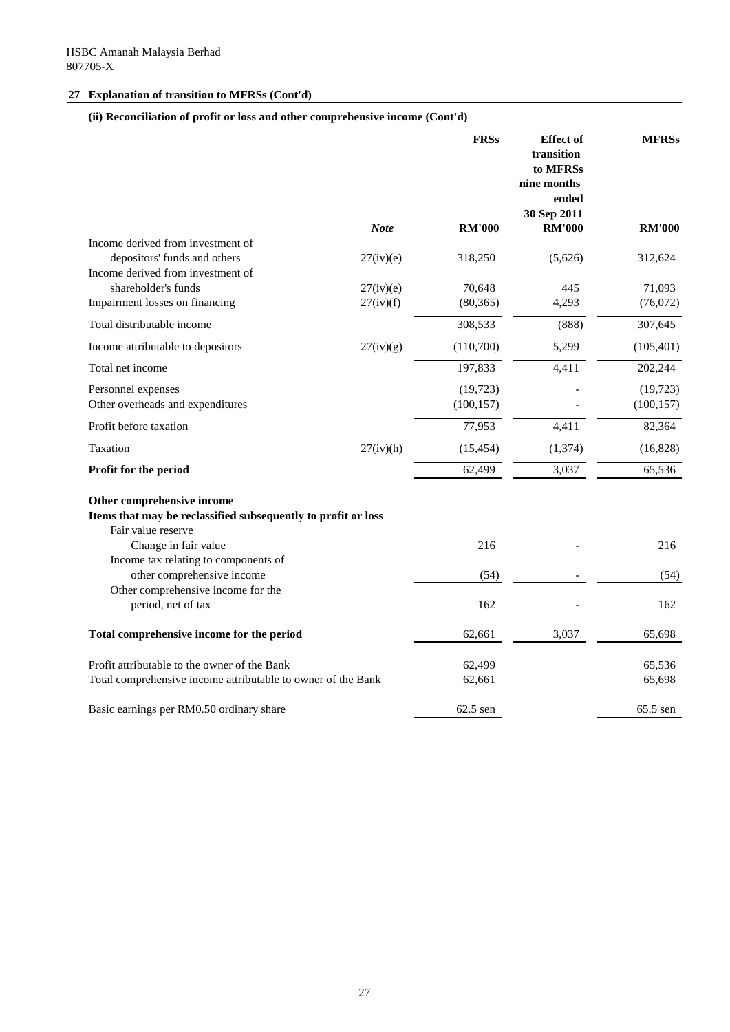HSBC Amanah Malaysia Berhad
807705-X

## 27 Explanation of transition to MFRSs (Cont'd)

### (ii) Reconciliation of profit or loss and other comprehensive income (Cont'd)

| | *Note* | FRSs RM'000 | Effect of transition to MFRSs nine months ended 30 Sep 2011 RM'000 | MFRSs RM'000 |
|---|---|---|---|---|
| Income derived from investment of depositors' funds and others | 27(iv)(e) | 318,250 | (5,626) | 312,624 |
| Income derived from investment of shareholder's funds | 27(iv)(e) | 70,648 | 445 | 71,093 |
| Impairment losses on financing | 27(iv)(f) | (80,365) | 4,293 | (76,072) |
| Total distributable income | | 308,533 | (888) | 307,645 |
| Income attributable to depositors | 27(iv)(g) | (110,700) | 5,299 | (105,401) |
| Total net income | | 197,833 | 4,411 | 202,244 |
| Personnel expenses | | (19,723) | - | (19,723) |
| Other overheads and expenditures | | (100,157) | - | (100,157) |
| Profit before taxation | | 77,953 | 4,411 | 82,364 |
| Taxation | 27(iv)(h) | (15,454) | (1,374) | (16,828) |
| **Profit for the period** | | 62,499 | 3,037 | 65,536 |
| **Other comprehensive income** | | | | |
| **Items that may be reclassified subsequently to profit or loss** | | | | |
| Fair value reserve | | | | |
| Change in fair value | | 216 | - | 216 |
| Income tax relating to components of other comprehensive income | | (54) | - | (54) |
| Other comprehensive income for the period, net of tax | | 162 | - | 162 |
| **Total comprehensive income for the period** | | 62,661 | 3,037 | 65,698 |
| Profit attributable to the owner of the Bank | | 62,499 | | 65,536 |
| Total comprehensive income attributable to owner of the Bank | | 62,661 | | 65,698 |
| Basic earnings per RM0.50 ordinary share | | 62.5 sen | | 65.5 sen |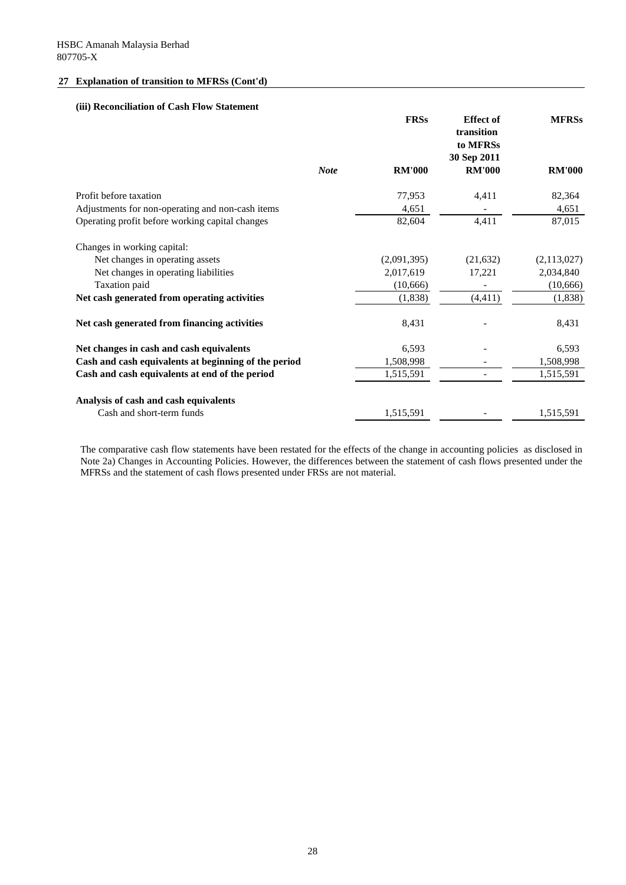HSBC Amanah Malaysia Berhad
807705-X

## 27 Explanation of transition to MFRSs (Cont'd)

### (iii) Reconciliation of Cash Flow Statement

| | *Note* | FRSs<br>RM'000 | Effect of transition to MFRSs<br>30 Sep 2011<br>RM'000 | MFRSs<br>RM'000 |
|---|---|---|---|---|
| Profit before taxation | | 77,953 | 4,411 | 82,364 |
| Adjustments for non-operating and non-cash items | | 4,651 | - | 4,651 |
| Operating profit before working capital changes | | 82,604 | 4,411 | 87,015 |
| Changes in working capital: | | | | |
| Net changes in operating assets | | (2,091,395) | (21,632) | (2,113,027) |
| Net changes in operating liabilities | | 2,017,619 | 17,221 | 2,034,840 |
| Taxation paid | | (10,666) | - | (10,666) |
| **Net cash generated from operating activities** | | (1,838) | (4,411) | (1,838) |
| **Net cash generated from financing activities** | | 8,431 | - | 8,431 |
| **Net changes in cash and cash equivalents** | | 6,593 | - | 6,593 |
| **Cash and cash equivalents at beginning of the period** | | 1,508,998 | - | 1,508,998 |
| **Cash and cash equivalents at end of the period** | | 1,515,591 | - | 1,515,591 |
| **Analysis of cash and cash equivalents** | | | | |
| Cash and short-term funds | | 1,515,591 | - | 1,515,591 |

The comparative cash flow statements have been restated for the effects of the change in accounting policies as disclosed in Note 2a) Changes in Accounting Policies. However, the differences between the statement of cash flows presented under the MFRSs and the statement of cash flows presented under FRSs are not material.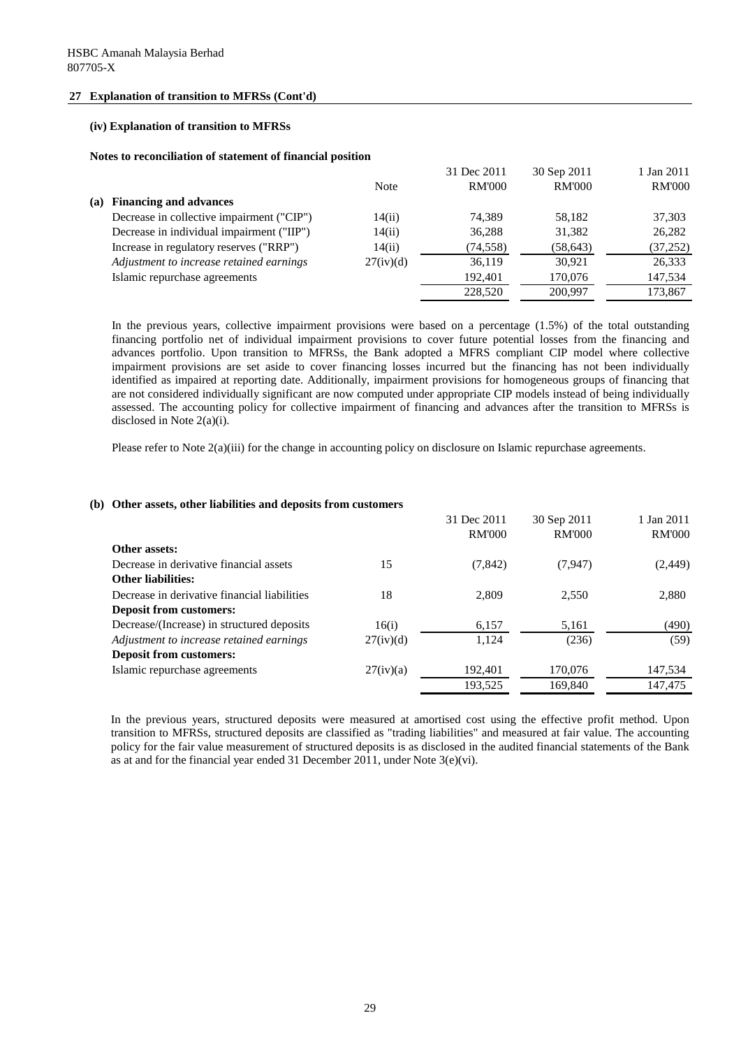HSBC Amanah Malaysia Berhad
807705-X

## 27 Explanation of transition to MFRSs (Cont'd)

### (iv) Explanation of transition to MFRSs

**Notes to reconciliation of statement of financial position**

| | Note | 31 Dec 2011 RM'000 | 30 Sep 2011 RM'000 | 1 Jan 2011 RM'000 |
|---|---|---|---|---|
| **(a) Financing and advances** | | | | |
| Decrease in collective impairment ("CIP") | 14(ii) | 74,389 | 58,182 | 37,303 |
| Decrease in individual impairment ("IIP") | 14(ii) | 36,288 | 31,382 | 26,282 |
| Increase in regulatory reserves ("RRP") | 14(ii) | (74,558) | (58,643) | (37,252) |
| *Adjustment to increase retained earnings* | 27(iv)(d) | 36,119 | 30,921 | 26,333 |
| Islamic repurchase agreements | | 192,401 | 170,076 | 147,534 |
| | | 228,520 | 200,997 | 173,867 |

In the previous years, collective impairment provisions were based on a percentage (1.5%) of the total outstanding financing portfolio net of individual impairment provisions to cover future potential losses from the financing and advances portfolio. Upon transition to MFRSs, the Bank adopted a MFRS compliant CIP model where collective impairment provisions are set aside to cover financing losses incurred but the financing has not been individually identified as impaired at reporting date. Additionally, impairment provisions for homogeneous groups of financing that are not considered individually significant are now computed under appropriate CIP models instead of being individually assessed. The accounting policy for collective impairment of financing and advances after the transition to MFRSs is disclosed in Note 2(a)(i).

Please refer to Note 2(a)(iii) for the change in accounting policy on disclosure on Islamic repurchase agreements.

| **(b) Other assets, other liabilities and deposits from customers** | | 31 Dec 2011 RM'000 | 30 Sep 2011 RM'000 | 1 Jan 2011 RM'000 |
|---|---|---|---|---|
| **Other assets:** | | | | |
| Decrease in derivative financial assets | 15 | (7,842) | (7,947) | (2,449) |
| **Other liabilities:** | | | | |
| Decrease in derivative financial liabilities | 18 | 2,809 | 2,550 | 2,880 |
| **Deposit from customers:** | | | | |
| Decrease/(Increase) in structured deposits | 16(i) | 6,157 | 5,161 | (490) |
| *Adjustment to increase retained earnings* | 27(iv)(d) | 1,124 | (236) | (59) |
| **Deposit from customers:** | | | | |
| Islamic repurchase agreements | 27(iv)(a) | 192,401 | 170,076 | 147,534 |
| | | 193,525 | 169,840 | 147,475 |

In the previous years, structured deposits were measured at amortised cost using the effective profit method. Upon transition to MFRSs, structured deposits are classified as "trading liabilities" and measured at fair value. The accounting policy for the fair value measurement of structured deposits is as disclosed in the audited financial statements of the Bank as at and for the financial year ended 31 December 2011, under Note 3(e)(vi).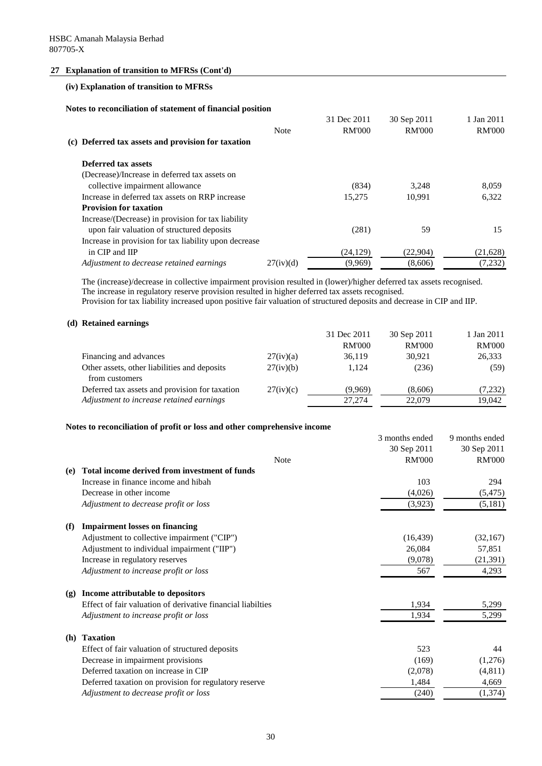HSBC Amanah Malaysia Berhad
807705-X

## 27 Explanation of transition to MFRSs (Cont'd)

### (iv) Explanation of transition to MFRSs

**Notes to reconciliation of statement of financial position**

| | Note | 31 Dec 2011 RM'000 | 30 Sep 2011 RM'000 | 1 Jan 2011 RM'000 |
|---|---|---|---|---|
| **(c) Deferred tax assets and provision for taxation** | | | | |
| **Deferred tax assets** | | | | |
| (Decrease)/Increase in deferred tax assets on collective impairment allowance | | (834) | 3,248 | 8,059 |
| Increase in deferred tax assets on RRP increase | | 15,275 | 10,991 | 6,322 |
| **Provision for taxation** | | | | |
| Increase/(Decrease) in provision for tax liability upon fair valuation of structured deposits | | (281) | 59 | 15 |
| Increase in provision for tax liability upon decrease in CIP and IIP | | (24,129) | (22,904) | (21,628) |
| *Adjustment to decrease retained earnings* | 27(iv)(d) | (9,969) | (8,606) | (7,232) |

The (increase)/decrease in collective impairment provision resulted in (lower)/higher deferred tax assets recognised.
The increase in regulatory reserve provision resulted in higher deferred tax assets recognised.
Provision for tax liability increased upon positive fair valuation of structured deposits and decrease in CIP and IIP.

| **(d) Retained earnings** | | 31 Dec 2011 RM'000 | 30 Sep 2011 RM'000 | 1 Jan 2011 RM'000 |
|---|---|---|---|---|
| Financing and advances | 27(iv)(a) | 36,119 | 30,921 | 26,333 |
| Other assets, other liabilities and deposits from customers | 27(iv)(b) | 1,124 | (236) | (59) |
| Deferred tax assets and provision for taxation | 27(iv)(c) | (9,969) | (8,606) | (7,232) |
| *Adjustment to increase retained earnings* | | 27,274 | 22,079 | 19,042 |

**Notes to reconciliation of profit or loss and other comprehensive income**

| | Note | 3 months ended 30 Sep 2011 RM'000 | 9 months ended 30 Sep 2011 RM'000 |
|---|---|---|---|
| **(e) Total income derived from investment of funds** | | | |
| Increase in finance income and hibah | | 103 | 294 |
| Decrease in other income | | (4,026) | (5,475) |
| *Adjustment to decrease profit or loss* | | (3,923) | (5,181) |
| **(f) Impairment losses on financing** | | | |
| Adjustment to collective impairment ("CIP") | | (16,439) | (32,167) |
| Adjustment to individual impairment ("IIP") | | 26,084 | 57,851 |
| Increase in regulatory reserves | | (9,078) | (21,391) |
| *Adjustment to increase profit or loss* | | 567 | 4,293 |
| **(g) Income attributable to depositors** | | | |
| Effect of fair valuation of derivative financial liabilties | | 1,934 | 5,299 |
| *Adjustment to increase profit or loss* | | 1,934 | 5,299 |
| **(h) Taxation** | | | |
| Effect of fair valuation of structured deposits | | 523 | 44 |
| Decrease in impairment provisions | | (169) | (1,276) |
| Deferred taxation on increase in CIP | | (2,078) | (4,811) |
| Deferred taxation on provision for regulatory reserve | | 1,484 | 4,669 |
| *Adjustment to decrease profit or loss* | | (240) | (1,374) |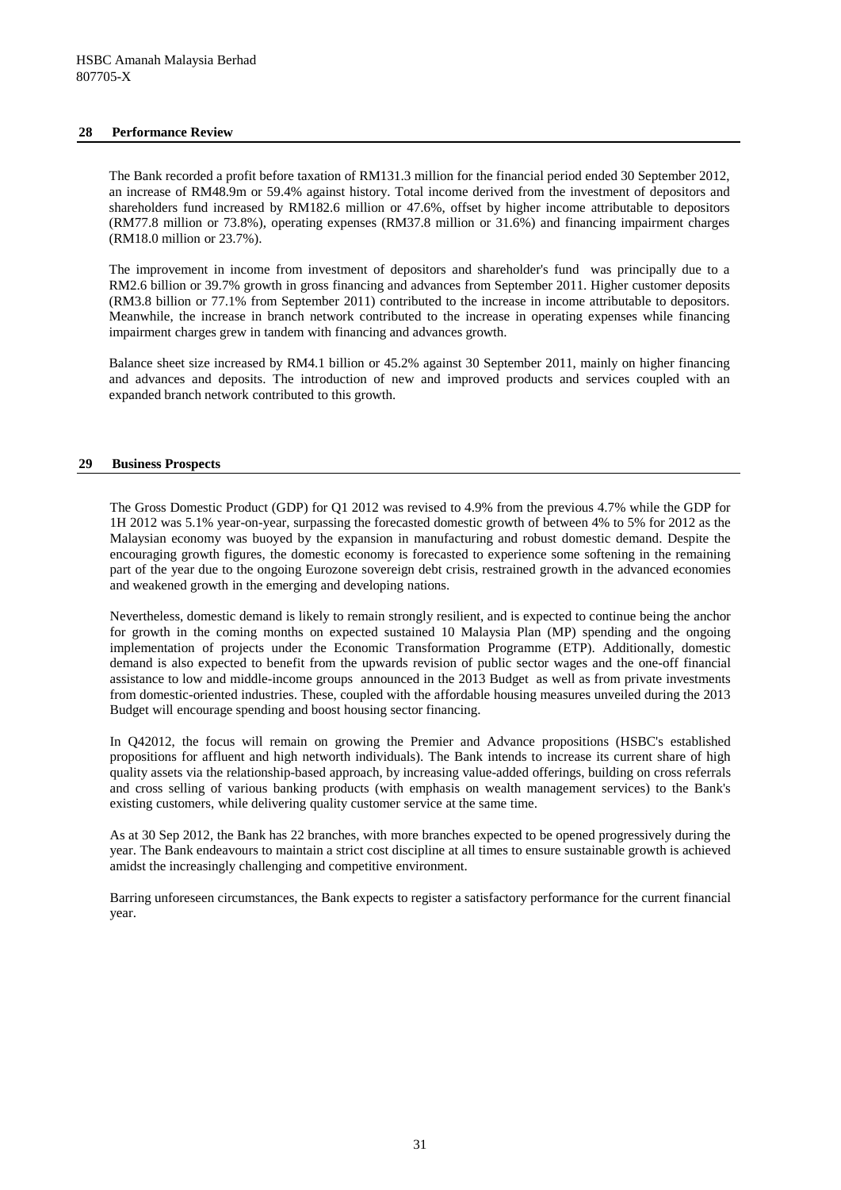## 28 Performance Review

The Bank recorded a profit before taxation of RM131.3 million for the financial period ended 30 September 2012, an increase of RM48.9m or 59.4% against history. Total income derived from the investment of depositors and shareholders fund increased by RM182.6 million or 47.6%, offset by higher income attributable to depositors (RM77.8 million or 73.8%), operating expenses (RM37.8 million or 31.6%) and financing impairment charges (RM18.0 million or 23.7%).

The improvement in income from investment of depositors and shareholder's fund was principally due to a RM2.6 billion or 39.7% growth in gross financing and advances from September 2011. Higher customer deposits (RM3.8 billion or 77.1% from September 2011) contributed to the increase in income attributable to depositors. Meanwhile, the increase in branch network contributed to the increase in operating expenses while financing impairment charges grew in tandem with financing and advances growth.

Balance sheet size increased by RM4.1 billion or 45.2% against 30 September 2011, mainly on higher financing and advances and deposits. The introduction of new and improved products and services coupled with an expanded branch network contributed to this growth.

## 29 Business Prospects

The Gross Domestic Product (GDP) for Q1 2012 was revised to 4.9% from the previous 4.7% while the GDP for 1H 2012 was 5.1% year-on-year, surpassing the forecasted domestic growth of between 4% to 5% for 2012 as the Malaysian economy was buoyed by the expansion in manufacturing and robust domestic demand. Despite the encouraging growth figures, the domestic economy is forecasted to experience some softening in the remaining part of the year due to the ongoing Eurozone sovereign debt crisis, restrained growth in the advanced economies and weakened growth in the emerging and developing nations.

Nevertheless, domestic demand is likely to remain strongly resilient, and is expected to continue being the anchor for growth in the coming months on expected sustained 10 Malaysia Plan (MP) spending and the ongoing implementation of projects under the Economic Transformation Programme (ETP). Additionally, domestic demand is also expected to benefit from the upwards revision of public sector wages and the one-off financial assistance to low and middle-income groups announced in the 2013 Budget as well as from private investments from domestic-oriented industries. These, coupled with the affordable housing measures unveiled during the 2013 Budget will encourage spending and boost housing sector financing.

In Q42012, the focus will remain on growing the Premier and Advance propositions (HSBC's established propositions for affluent and high networth individuals). The Bank intends to increase its current share of high quality assets via the relationship-based approach, by increasing value-added offerings, building on cross referrals and cross selling of various banking products (with emphasis on wealth management services) to the Bank's existing customers, while delivering quality customer service at the same time.

As at 30 Sep 2012, the Bank has 22 branches, with more branches expected to be opened progressively during the year. The Bank endeavours to maintain a strict cost discipline at all times to ensure sustainable growth is achieved amidst the increasingly challenging and competitive environment.

Barring unforeseen circumstances, the Bank expects to register a satisfactory performance for the current financial year.